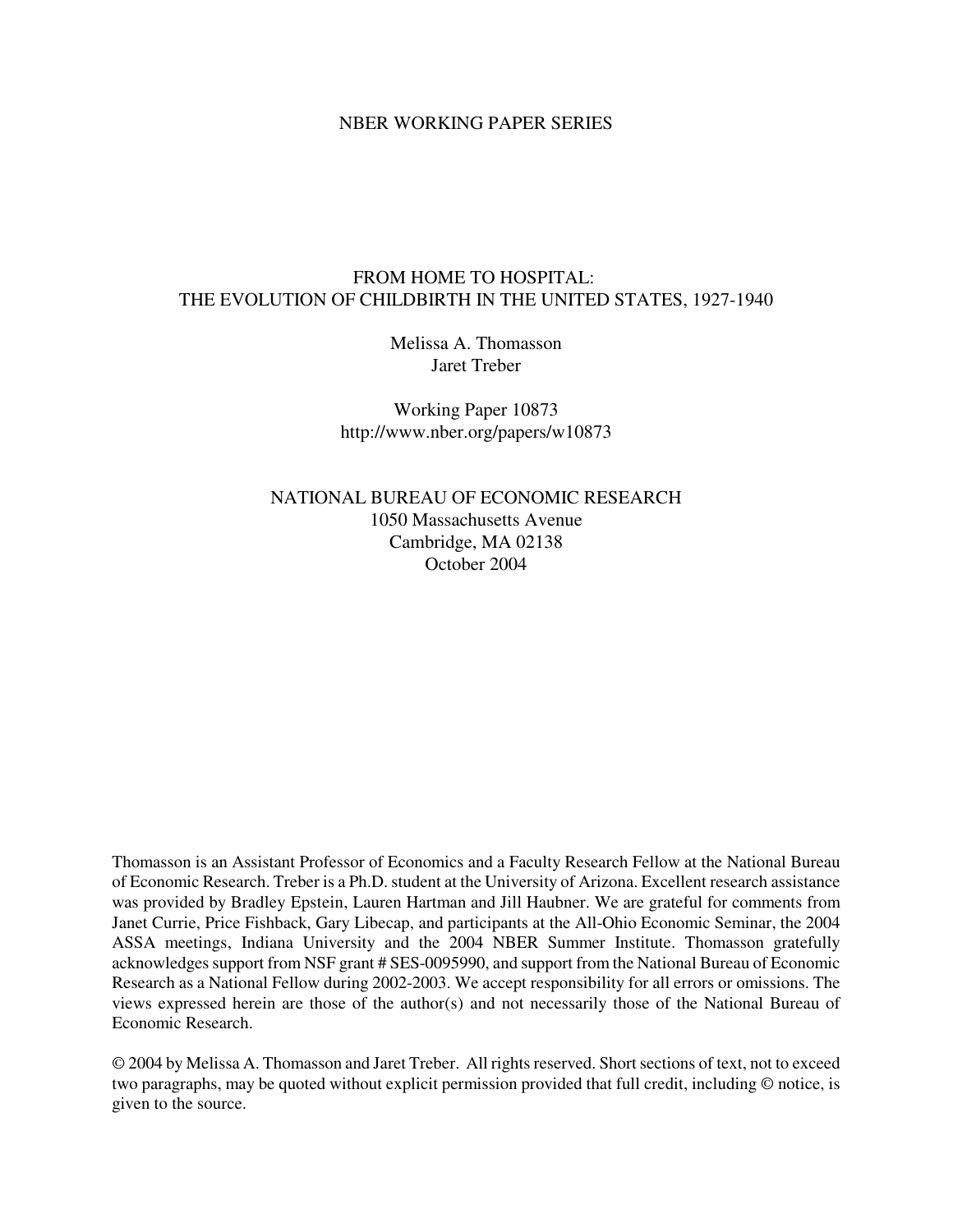NBER WORKING PAPER SERIES

# FROM HOME TO HOSPITAL: THE EVOLUTION OF CHILDBIRTH IN THE UNITED STATES, 1927-1940

Melissa A. Thomasson
Jaret Treber

Working Paper 10873
http://www.nber.org/papers/w10873

NATIONAL BUREAU OF ECONOMIC RESEARCH
1050 Massachusetts Avenue
Cambridge, MA 02138
October 2004

Thomasson is an Assistant Professor of Economics and a Faculty Research Fellow at the National Bureau of Economic Research. Treber is a Ph.D. student at the University of Arizona. Excellent research assistance was provided by Bradley Epstein, Lauren Hartman and Jill Haubner. We are grateful for comments from Janet Currie, Price Fishback, Gary Libecap, and participants at the All-Ohio Economic Seminar, the 2004 ASSA meetings, Indiana University and the 2004 NBER Summer Institute. Thomasson gratefully acknowledges support from NSF grant # SES-0095990, and support from the National Bureau of Economic Research as a National Fellow during 2002-2003. We accept responsibility for all errors or omissions. The views expressed herein are those of the author(s) and not necessarily those of the National Bureau of Economic Research.

© 2004 by Melissa A. Thomasson and Jaret Treber. All rights reserved. Short sections of text, not to exceed two paragraphs, may be quoted without explicit permission provided that full credit, including © notice, is given to the source.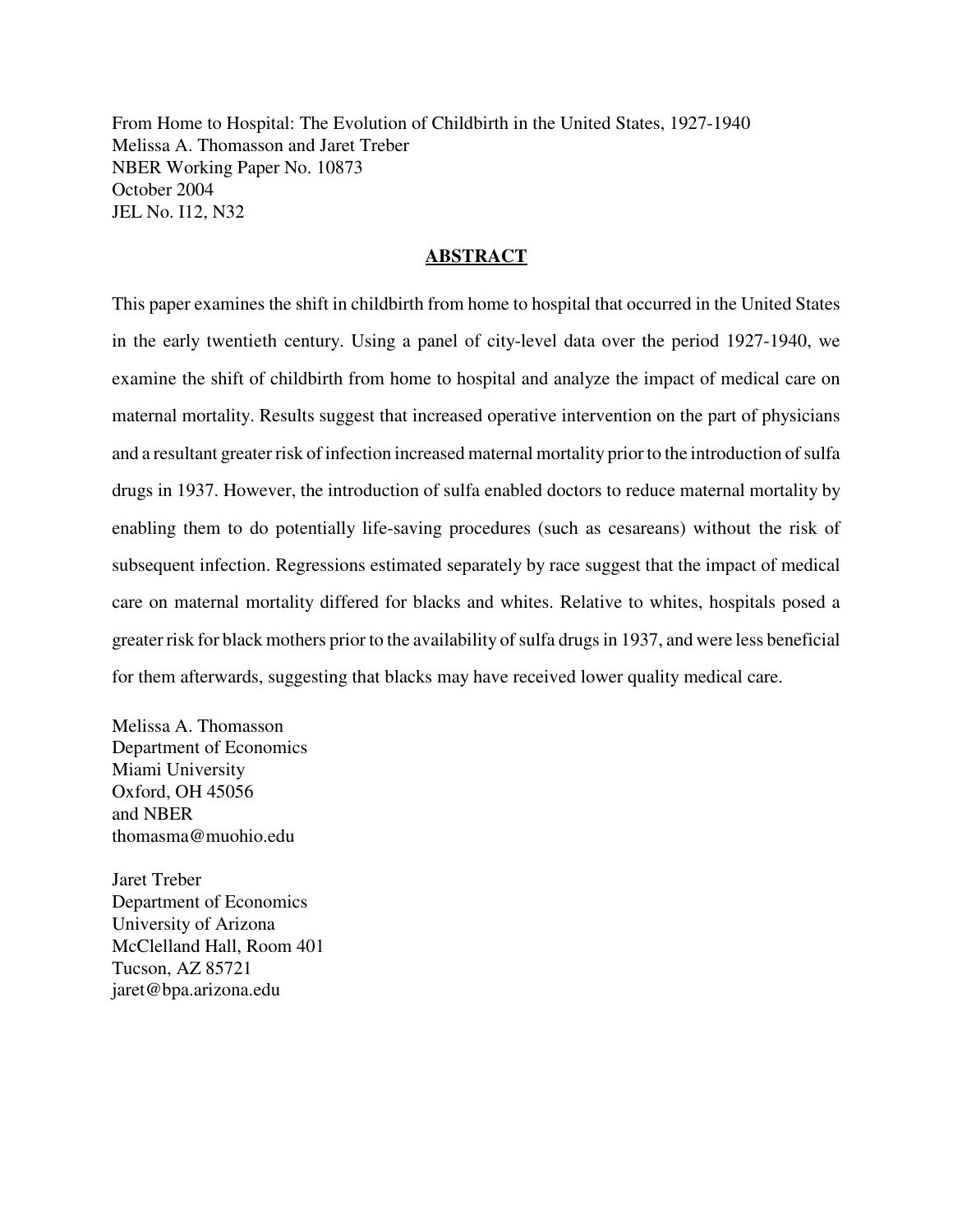From Home to Hospital: The Evolution of Childbirth in the United States, 1927-1940
Melissa A. Thomasson and Jaret Treber
NBER Working Paper No. 10873
October 2004
JEL No. I12, N32

## ABSTRACT

This paper examines the shift in childbirth from home to hospital that occurred in the United States in the early twentieth century. Using a panel of city-level data over the period 1927-1940, we examine the shift of childbirth from home to hospital and analyze the impact of medical care on maternal mortality. Results suggest that increased operative intervention on the part of physicians and a resultant greater risk of infection increased maternal mortality prior to the introduction of sulfa drugs in 1937. However, the introduction of sulfa enabled doctors to reduce maternal mortality by enabling them to do potentially life-saving procedures (such as cesareans) without the risk of subsequent infection. Regressions estimated separately by race suggest that the impact of medical care on maternal mortality differed for blacks and whites. Relative to whites, hospitals posed a greater risk for black mothers prior to the availability of sulfa drugs in 1937, and were less beneficial for them afterwards, suggesting that blacks may have received lower quality medical care.

Melissa A. Thomasson
Department of Economics
Miami University
Oxford, OH 45056
and NBER
thomasma@muohio.edu

Jaret Treber
Department of Economics
University of Arizona
McClelland Hall, Room 401
Tucson, AZ 85721
jaret@bpa.arizona.edu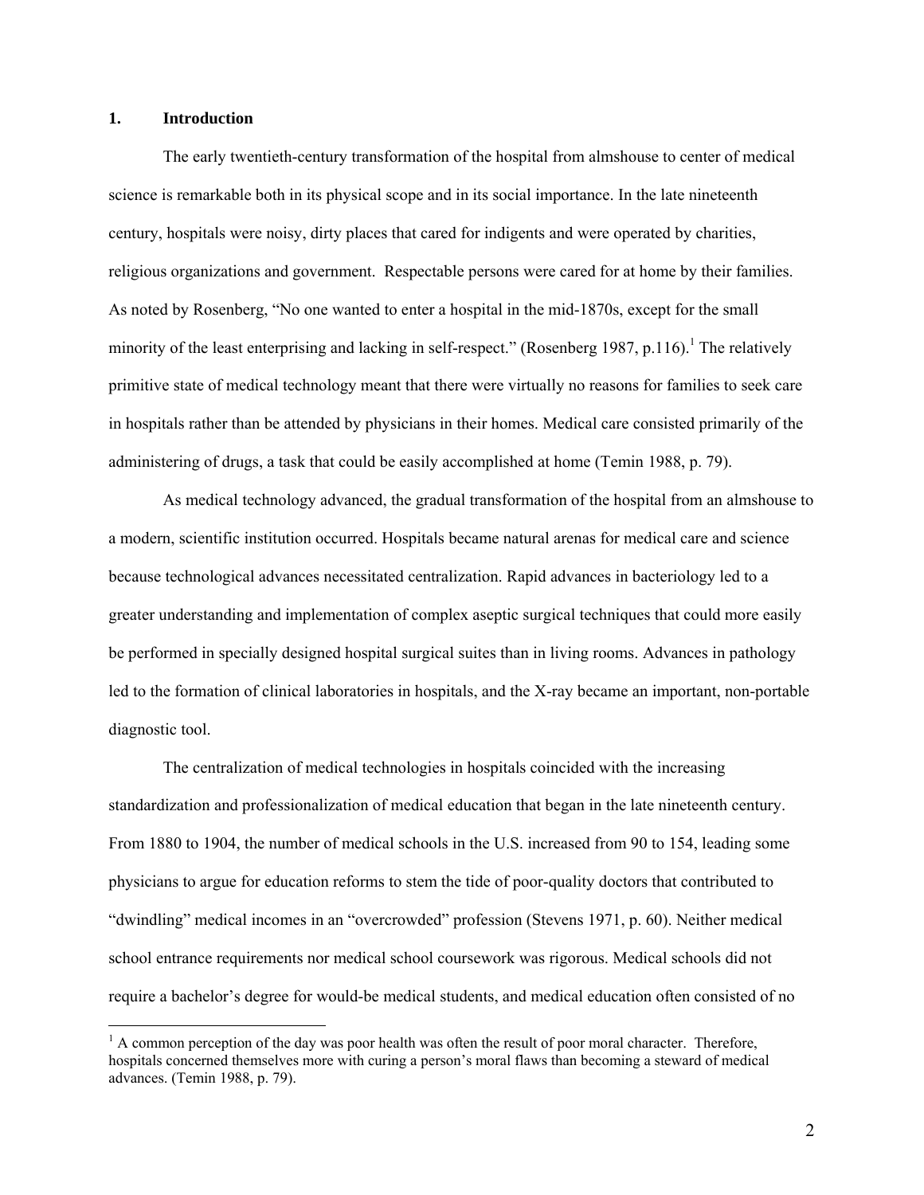## 1. Introduction

The early twentieth-century transformation of the hospital from almshouse to center of medical science is remarkable both in its physical scope and in its social importance. In the late nineteenth century, hospitals were noisy, dirty places that cared for indigents and were operated by charities, religious organizations and government. Respectable persons were cared for at home by their families. As noted by Rosenberg, "No one wanted to enter a hospital in the mid-1870s, except for the small minority of the least enterprising and lacking in self-respect." (Rosenberg 1987, p.116).[1] The relatively primitive state of medical technology meant that there were virtually no reasons for families to seek care in hospitals rather than be attended by physicians in their homes. Medical care consisted primarily of the administering of drugs, a task that could be easily accomplished at home (Temin 1988, p. 79).

As medical technology advanced, the gradual transformation of the hospital from an almshouse to a modern, scientific institution occurred. Hospitals became natural arenas for medical care and science because technological advances necessitated centralization. Rapid advances in bacteriology led to a greater understanding and implementation of complex aseptic surgical techniques that could more easily be performed in specially designed hospital surgical suites than in living rooms. Advances in pathology led to the formation of clinical laboratories in hospitals, and the X-ray became an important, non-portable diagnostic tool.

The centralization of medical technologies in hospitals coincided with the increasing standardization and professionalization of medical education that began in the late nineteenth century. From 1880 to 1904, the number of medical schools in the U.S. increased from 90 to 154, leading some physicians to argue for education reforms to stem the tide of poor-quality doctors that contributed to "dwindling" medical incomes in an "overcrowded" profession (Stevens 1971, p. 60). Neither medical school entrance requirements nor medical school coursework was rigorous. Medical schools did not require a bachelor's degree for would-be medical students, and medical education often consisted of no

[1] A common perception of the day was poor health was often the result of poor moral character. Therefore, hospitals concerned themselves more with curing a person's moral flaws than becoming a steward of medical advances. (Temin 1988, p. 79).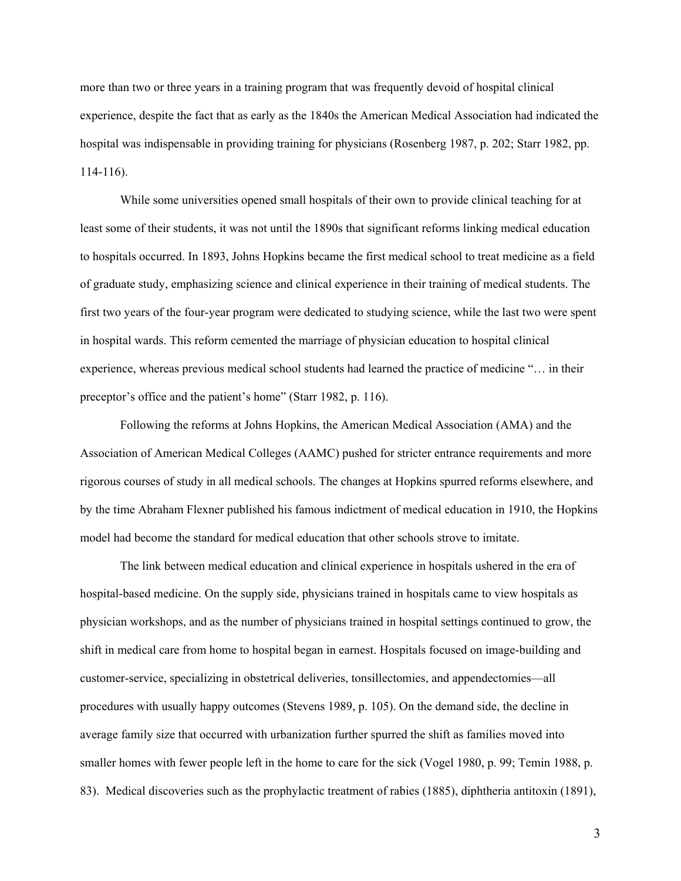more than two or three years in a training program that was frequently devoid of hospital clinical experience, despite the fact that as early as the 1840s the American Medical Association had indicated the hospital was indispensable in providing training for physicians (Rosenberg 1987, p. 202; Starr 1982, pp. 114-116).

While some universities opened small hospitals of their own to provide clinical teaching for at least some of their students, it was not until the 1890s that significant reforms linking medical education to hospitals occurred. In 1893, Johns Hopkins became the first medical school to treat medicine as a field of graduate study, emphasizing science and clinical experience in their training of medical students. The first two years of the four-year program were dedicated to studying science, while the last two were spent in hospital wards. This reform cemented the marriage of physician education to hospital clinical experience, whereas previous medical school students had learned the practice of medicine "… in their preceptor's office and the patient's home" (Starr 1982, p. 116).

Following the reforms at Johns Hopkins, the American Medical Association (AMA) and the Association of American Medical Colleges (AAMC) pushed for stricter entrance requirements and more rigorous courses of study in all medical schools. The changes at Hopkins spurred reforms elsewhere, and by the time Abraham Flexner published his famous indictment of medical education in 1910, the Hopkins model had become the standard for medical education that other schools strove to imitate.

The link between medical education and clinical experience in hospitals ushered in the era of hospital-based medicine. On the supply side, physicians trained in hospitals came to view hospitals as physician workshops, and as the number of physicians trained in hospital settings continued to grow, the shift in medical care from home to hospital began in earnest. Hospitals focused on image-building and customer-service, specializing in obstetrical deliveries, tonsillectomies, and appendectomies—all procedures with usually happy outcomes (Stevens 1989, p. 105). On the demand side, the decline in average family size that occurred with urbanization further spurred the shift as families moved into smaller homes with fewer people left in the home to care for the sick (Vogel 1980, p. 99; Temin 1988, p. 83). Medical discoveries such as the prophylactic treatment of rabies (1885), diphtheria antitoxin (1891),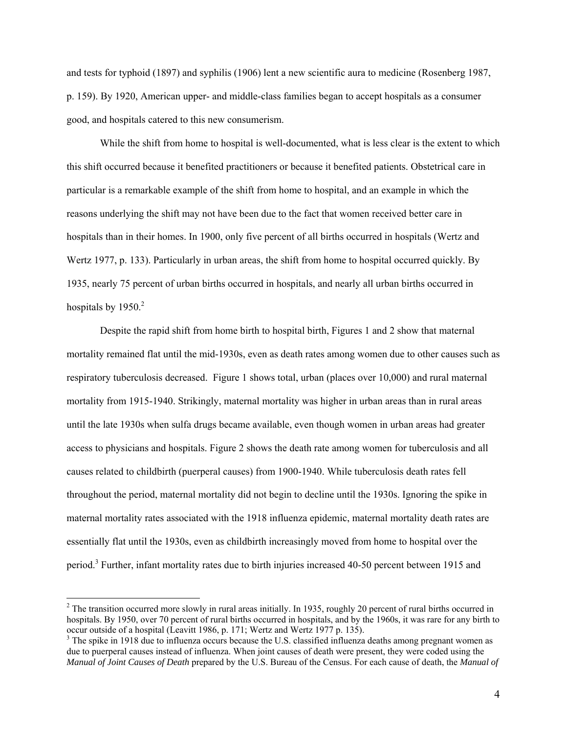and tests for typhoid (1897) and syphilis (1906) lent a new scientific aura to medicine (Rosenberg 1987, p. 159). By 1920, American upper- and middle-class families began to accept hospitals as a consumer good, and hospitals catered to this new consumerism.

While the shift from home to hospital is well-documented, what is less clear is the extent to which this shift occurred because it benefited practitioners or because it benefited patients. Obstetrical care in particular is a remarkable example of the shift from home to hospital, and an example in which the reasons underlying the shift may not have been due to the fact that women received better care in hospitals than in their homes. In 1900, only five percent of all births occurred in hospitals (Wertz and Wertz 1977, p. 133). Particularly in urban areas, the shift from home to hospital occurred quickly. By 1935, nearly 75 percent of urban births occurred in hospitals, and nearly all urban births occurred in hospitals by 1950.[2]

Despite the rapid shift from home birth to hospital birth, Figures 1 and 2 show that maternal mortality remained flat until the mid-1930s, even as death rates among women due to other causes such as respiratory tuberculosis decreased. Figure 1 shows total, urban (places over 10,000) and rural maternal mortality from 1915-1940. Strikingly, maternal mortality was higher in urban areas than in rural areas until the late 1930s when sulfa drugs became available, even though women in urban areas had greater access to physicians and hospitals. Figure 2 shows the death rate among women for tuberculosis and all causes related to childbirth (puerperal causes) from 1900-1940. While tuberculosis death rates fell throughout the period, maternal mortality did not begin to decline until the 1930s. Ignoring the spike in maternal mortality rates associated with the 1918 influenza epidemic, maternal mortality death rates are essentially flat until the 1930s, even as childbirth increasingly moved from home to hospital over the period.[3] Further, infant mortality rates due to birth injuries increased 40-50 percent between 1915 and

[2] The transition occurred more slowly in rural areas initially. In 1935, roughly 20 percent of rural births occurred in hospitals. By 1950, over 70 percent of rural births occurred in hospitals, and by the 1960s, it was rare for any birth to occur outside of a hospital (Leavitt 1986, p. 171; Wertz and Wertz 1977 p. 135).

[3] The spike in 1918 due to influenza occurs because the U.S. classified influenza deaths among pregnant women as due to puerperal causes instead of influenza. When joint causes of death were present, they were coded using the *Manual of Joint Causes of Death* prepared by the U.S. Bureau of the Census. For each cause of death, the *Manual of*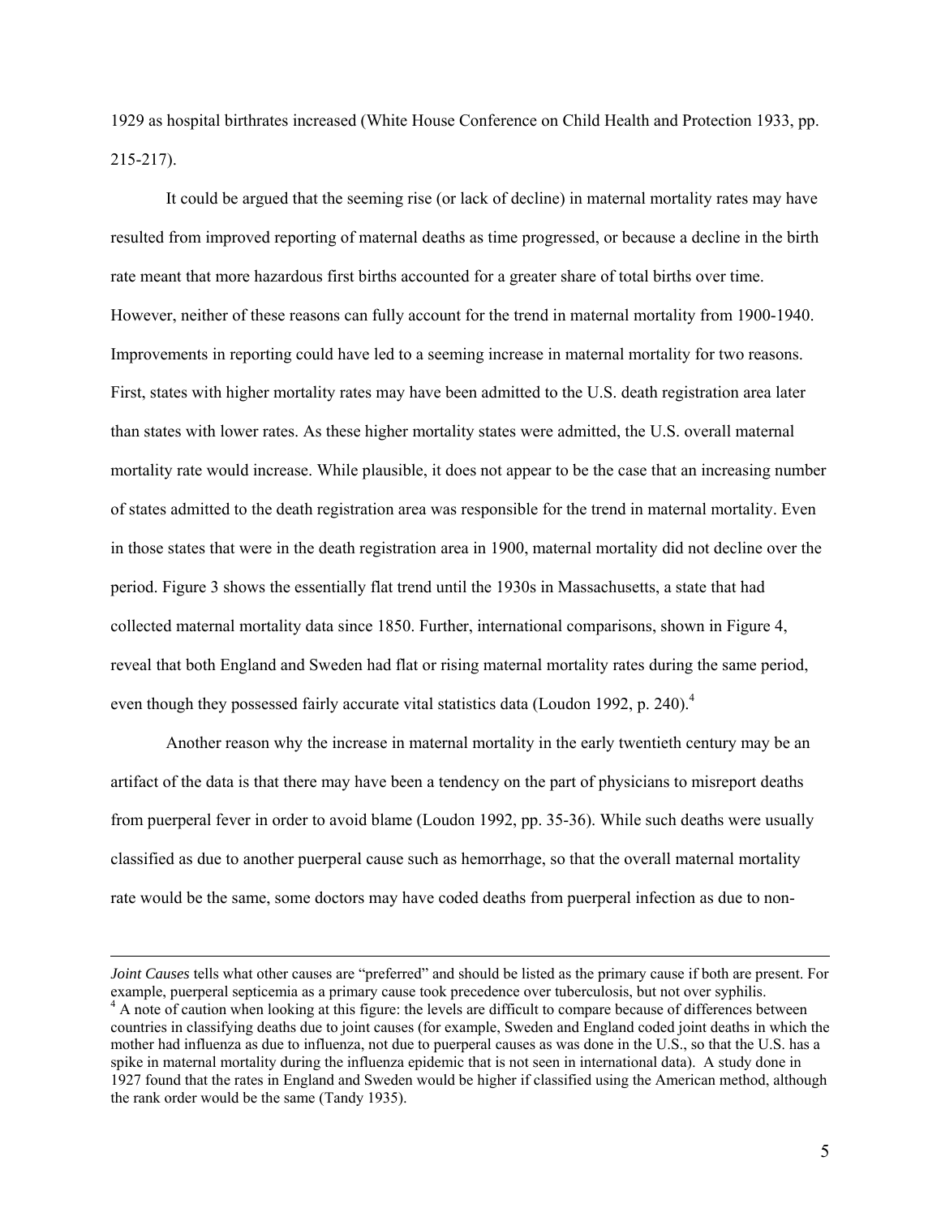1929 as hospital birthrates increased (White House Conference on Child Health and Protection 1933, pp. 215-217).

It could be argued that the seeming rise (or lack of decline) in maternal mortality rates may have resulted from improved reporting of maternal deaths as time progressed, or because a decline in the birth rate meant that more hazardous first births accounted for a greater share of total births over time. However, neither of these reasons can fully account for the trend in maternal mortality from 1900-1940. Improvements in reporting could have led to a seeming increase in maternal mortality for two reasons. First, states with higher mortality rates may have been admitted to the U.S. death registration area later than states with lower rates. As these higher mortality states were admitted, the U.S. overall maternal mortality rate would increase. While plausible, it does not appear to be the case that an increasing number of states admitted to the death registration area was responsible for the trend in maternal mortality. Even in those states that were in the death registration area in 1900, maternal mortality did not decline over the period. Figure 3 shows the essentially flat trend until the 1930s in Massachusetts, a state that had collected maternal mortality data since 1850. Further, international comparisons, shown in Figure 4, reveal that both England and Sweden had flat or rising maternal mortality rates during the same period, even though they possessed fairly accurate vital statistics data (Loudon 1992, p. 240).[4]

Another reason why the increase in maternal mortality in the early twentieth century may be an artifact of the data is that there may have been a tendency on the part of physicians to misreport deaths from puerperal fever in order to avoid blame (Loudon 1992, pp. 35-36). While such deaths were usually classified as due to another puerperal cause such as hemorrhage, so that the overall maternal mortality rate would be the same, some doctors may have coded deaths from puerperal infection as due to non-

---

*Joint Causes* tells what other causes are "preferred" and should be listed as the primary cause if both are present. For example, puerperal septicemia as a primary cause took precedence over tuberculosis, but not over syphilis.

[4] A note of caution when looking at this figure: the levels are difficult to compare because of differences between countries in classifying deaths due to joint causes (for example, Sweden and England coded joint deaths in which the mother had influenza as due to influenza, not due to puerperal causes as was done in the U.S., so that the U.S. has a spike in maternal mortality during the influenza epidemic that is not seen in international data). A study done in 1927 found that the rates in England and Sweden would be higher if classified using the American method, although the rank order would be the same (Tandy 1935).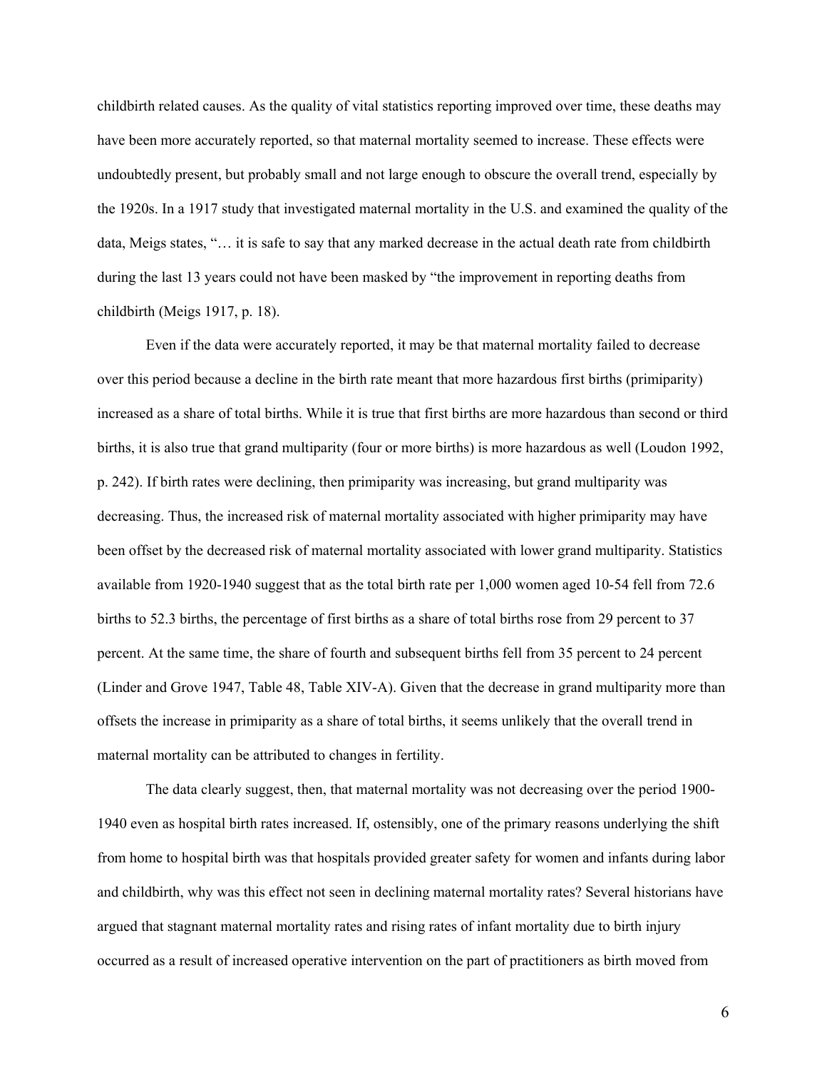childbirth related causes. As the quality of vital statistics reporting improved over time, these deaths may have been more accurately reported, so that maternal mortality seemed to increase. These effects were undoubtedly present, but probably small and not large enough to obscure the overall trend, especially by the 1920s. In a 1917 study that investigated maternal mortality in the U.S. and examined the quality of the data, Meigs states, "… it is safe to say that any marked decrease in the actual death rate from childbirth during the last 13 years could not have been masked by "the improvement in reporting deaths from childbirth (Meigs 1917, p. 18).

Even if the data were accurately reported, it may be that maternal mortality failed to decrease over this period because a decline in the birth rate meant that more hazardous first births (primiparity) increased as a share of total births. While it is true that first births are more hazardous than second or third births, it is also true that grand multiparity (four or more births) is more hazardous as well (Loudon 1992, p. 242). If birth rates were declining, then primiparity was increasing, but grand multiparity was decreasing. Thus, the increased risk of maternal mortality associated with higher primiparity may have been offset by the decreased risk of maternal mortality associated with lower grand multiparity. Statistics available from 1920-1940 suggest that as the total birth rate per 1,000 women aged 10-54 fell from 72.6 births to 52.3 births, the percentage of first births as a share of total births rose from 29 percent to 37 percent. At the same time, the share of fourth and subsequent births fell from 35 percent to 24 percent (Linder and Grove 1947, Table 48, Table XIV-A). Given that the decrease in grand multiparity more than offsets the increase in primiparity as a share of total births, it seems unlikely that the overall trend in maternal mortality can be attributed to changes in fertility.

The data clearly suggest, then, that maternal mortality was not decreasing over the period 1900-1940 even as hospital birth rates increased. If, ostensibly, one of the primary reasons underlying the shift from home to hospital birth was that hospitals provided greater safety for women and infants during labor and childbirth, why was this effect not seen in declining maternal mortality rates? Several historians have argued that stagnant maternal mortality rates and rising rates of infant mortality due to birth injury occurred as a result of increased operative intervention on the part of practitioners as birth moved from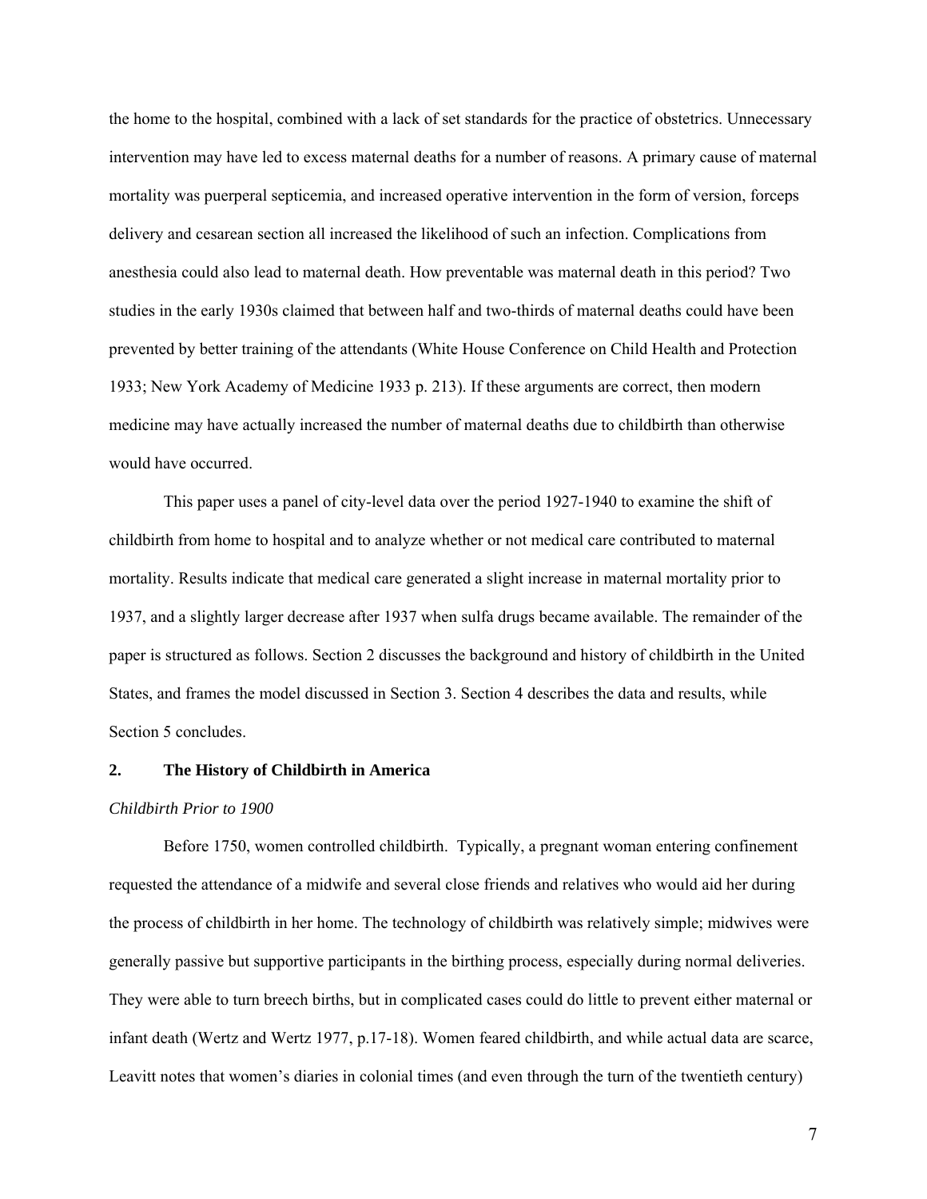the home to the hospital, combined with a lack of set standards for the practice of obstetrics. Unnecessary intervention may have led to excess maternal deaths for a number of reasons. A primary cause of maternal mortality was puerperal septicemia, and increased operative intervention in the form of version, forceps delivery and cesarean section all increased the likelihood of such an infection. Complications from anesthesia could also lead to maternal death. How preventable was maternal death in this period? Two studies in the early 1930s claimed that between half and two-thirds of maternal deaths could have been prevented by better training of the attendants (White House Conference on Child Health and Protection 1933; New York Academy of Medicine 1933 p. 213). If these arguments are correct, then modern medicine may have actually increased the number of maternal deaths due to childbirth than otherwise would have occurred.

This paper uses a panel of city-level data over the period 1927-1940 to examine the shift of childbirth from home to hospital and to analyze whether or not medical care contributed to maternal mortality. Results indicate that medical care generated a slight increase in maternal mortality prior to 1937, and a slightly larger decrease after 1937 when sulfa drugs became available. The remainder of the paper is structured as follows. Section 2 discusses the background and history of childbirth in the United States, and frames the model discussed in Section 3. Section 4 describes the data and results, while Section 5 concludes.

## 2. The History of Childbirth in America

### *Childbirth Prior to 1900*

Before 1750, women controlled childbirth. Typically, a pregnant woman entering confinement requested the attendance of a midwife and several close friends and relatives who would aid her during the process of childbirth in her home. The technology of childbirth was relatively simple; midwives were generally passive but supportive participants in the birthing process, especially during normal deliveries. They were able to turn breech births, but in complicated cases could do little to prevent either maternal or infant death (Wertz and Wertz 1977, p.17-18). Women feared childbirth, and while actual data are scarce, Leavitt notes that women's diaries in colonial times (and even through the turn of the twentieth century)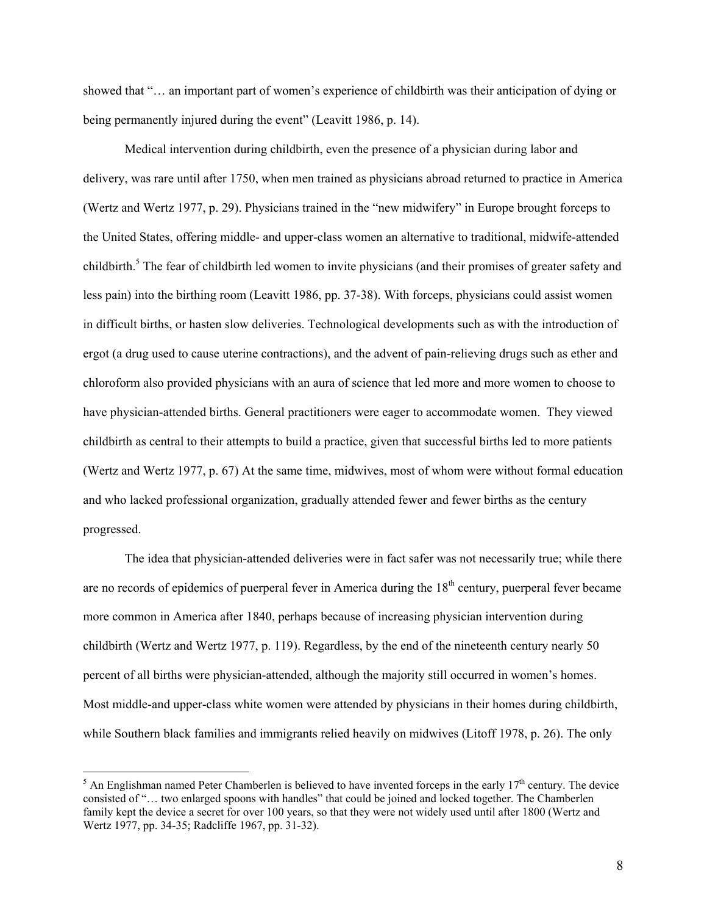showed that "… an important part of women's experience of childbirth was their anticipation of dying or being permanently injured during the event" (Leavitt 1986, p. 14).

Medical intervention during childbirth, even the presence of a physician during labor and delivery, was rare until after 1750, when men trained as physicians abroad returned to practice in America (Wertz and Wertz 1977, p. 29). Physicians trained in the "new midwifery" in Europe brought forceps to the United States, offering middle- and upper-class women an alternative to traditional, midwife-attended childbirth.[5] The fear of childbirth led women to invite physicians (and their promises of greater safety and less pain) into the birthing room (Leavitt 1986, pp. 37-38). With forceps, physicians could assist women in difficult births, or hasten slow deliveries. Technological developments such as with the introduction of ergot (a drug used to cause uterine contractions), and the advent of pain-relieving drugs such as ether and chloroform also provided physicians with an aura of science that led more and more women to choose to have physician-attended births. General practitioners were eager to accommodate women. They viewed childbirth as central to their attempts to build a practice, given that successful births led to more patients (Wertz and Wertz 1977, p. 67) At the same time, midwives, most of whom were without formal education and who lacked professional organization, gradually attended fewer and fewer births as the century progressed.

The idea that physician-attended deliveries were in fact safer was not necessarily true; while there are no records of epidemics of puerperal fever in America during the 18th century, puerperal fever became more common in America after 1840, perhaps because of increasing physician intervention during childbirth (Wertz and Wertz 1977, p. 119). Regardless, by the end of the nineteenth century nearly 50 percent of all births were physician-attended, although the majority still occurred in women's homes. Most middle-and upper-class white women were attended by physicians in their homes during childbirth, while Southern black families and immigrants relied heavily on midwives (Litoff 1978, p. 26). The only

[5] An Englishman named Peter Chamberlen is believed to have invented forceps in the early 17th century. The device consisted of "… two enlarged spoons with handles" that could be joined and locked together. The Chamberlen family kept the device a secret for over 100 years, so that they were not widely used until after 1800 (Wertz and Wertz 1977, pp. 34-35; Radcliffe 1967, pp. 31-32).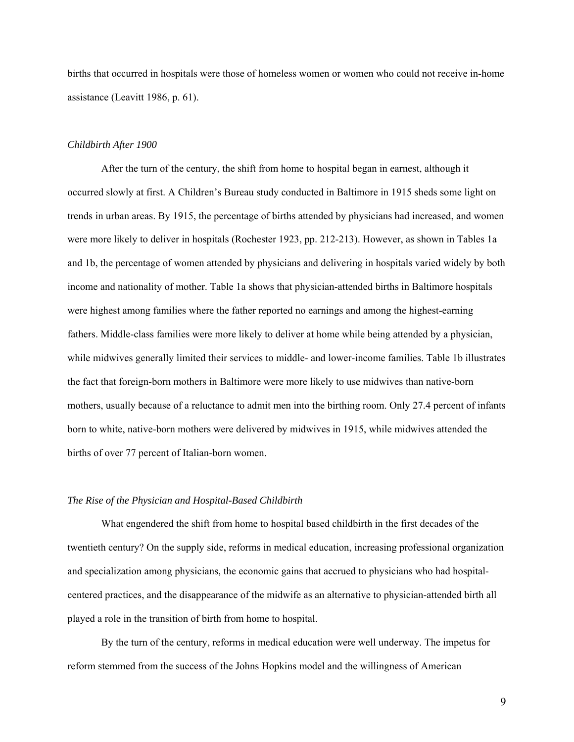births that occurred in hospitals were those of homeless women or women who could not receive in-home assistance (Leavitt 1986, p. 61).

### *Childbirth After 1900*

After the turn of the century, the shift from home to hospital began in earnest, although it occurred slowly at first. A Children's Bureau study conducted in Baltimore in 1915 sheds some light on trends in urban areas. By 1915, the percentage of births attended by physicians had increased, and women were more likely to deliver in hospitals (Rochester 1923, pp. 212-213). However, as shown in Tables 1a and 1b, the percentage of women attended by physicians and delivering in hospitals varied widely by both income and nationality of mother. Table 1a shows that physician-attended births in Baltimore hospitals were highest among families where the father reported no earnings and among the highest-earning fathers. Middle-class families were more likely to deliver at home while being attended by a physician, while midwives generally limited their services to middle- and lower-income families. Table 1b illustrates the fact that foreign-born mothers in Baltimore were more likely to use midwives than native-born mothers, usually because of a reluctance to admit men into the birthing room. Only 27.4 percent of infants born to white, native-born mothers were delivered by midwives in 1915, while midwives attended the births of over 77 percent of Italian-born women.

### *The Rise of the Physician and Hospital-Based Childbirth*

What engendered the shift from home to hospital based childbirth in the first decades of the twentieth century? On the supply side, reforms in medical education, increasing professional organization and specialization among physicians, the economic gains that accrued to physicians who had hospital-centered practices, and the disappearance of the midwife as an alternative to physician-attended birth all played a role in the transition of birth from home to hospital.

By the turn of the century, reforms in medical education were well underway. The impetus for reform stemmed from the success of the Johns Hopkins model and the willingness of American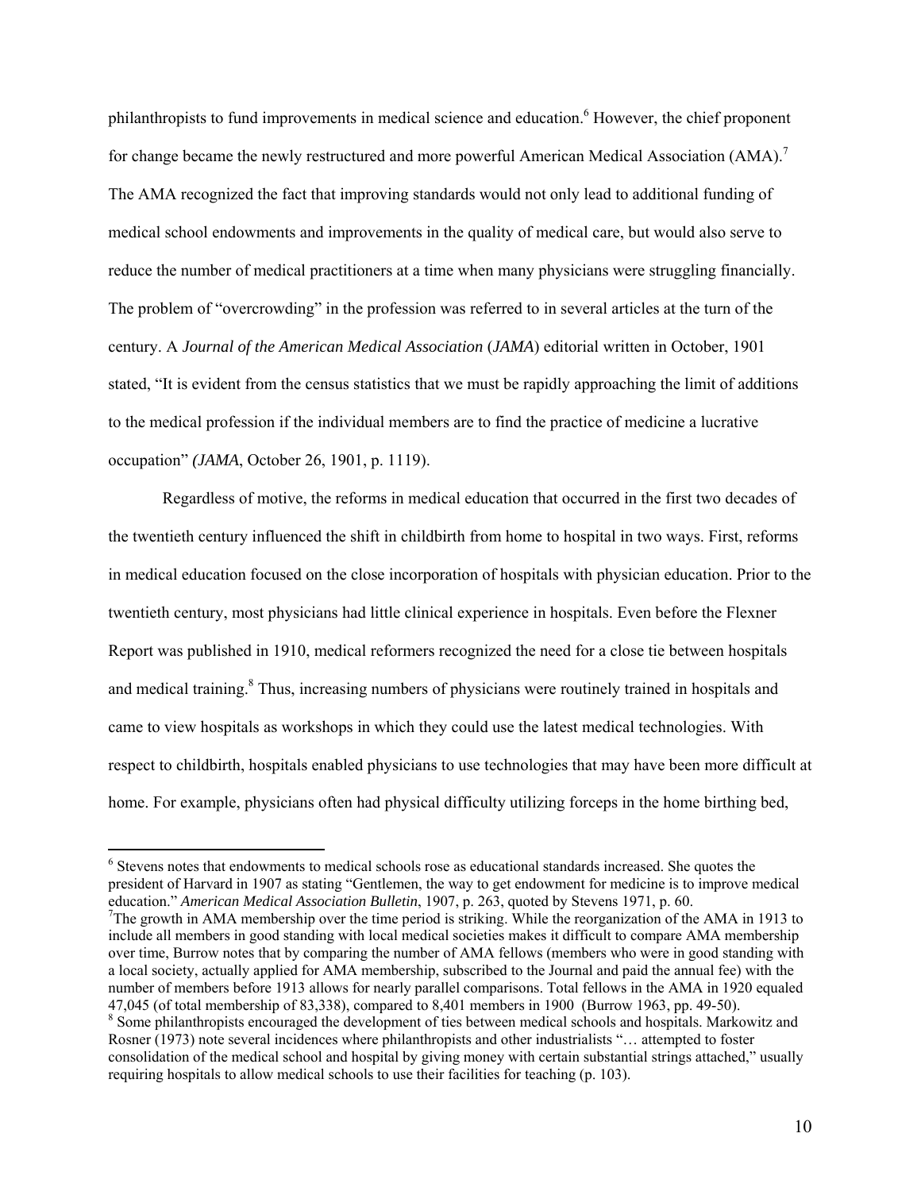philanthropists to fund improvements in medical science and education.[6] However, the chief proponent for change became the newly restructured and more powerful American Medical Association (AMA).[7] The AMA recognized the fact that improving standards would not only lead to additional funding of medical school endowments and improvements in the quality of medical care, but would also serve to reduce the number of medical practitioners at a time when many physicians were struggling financially. The problem of "overcrowding" in the profession was referred to in several articles at the turn of the century. A *Journal of the American Medical Association* (*JAMA*) editorial written in October, 1901 stated, "It is evident from the census statistics that we must be rapidly approaching the limit of additions to the medical profession if the individual members are to find the practice of medicine a lucrative occupation" *(JAMA*, October 26, 1901, p. 1119).

Regardless of motive, the reforms in medical education that occurred in the first two decades of the twentieth century influenced the shift in childbirth from home to hospital in two ways. First, reforms in medical education focused on the close incorporation of hospitals with physician education. Prior to the twentieth century, most physicians had little clinical experience in hospitals. Even before the Flexner Report was published in 1910, medical reformers recognized the need for a close tie between hospitals and medical training.[8] Thus, increasing numbers of physicians were routinely trained in hospitals and came to view hospitals as workshops in which they could use the latest medical technologies. With respect to childbirth, hospitals enabled physicians to use technologies that may have been more difficult at home. For example, physicians often had physical difficulty utilizing forceps in the home birthing bed,

---

[6] Stevens notes that endowments to medical schools rose as educational standards increased. She quotes the president of Harvard in 1907 as stating "Gentlemen, the way to get endowment for medicine is to improve medical education." *American Medical Association Bulletin*, 1907, p. 263, quoted by Stevens 1971, p. 60.

[7] The growth in AMA membership over the time period is striking. While the reorganization of the AMA in 1913 to include all members in good standing with local medical societies makes it difficult to compare AMA membership over time, Burrow notes that by comparing the number of AMA fellows (members who were in good standing with a local society, actually applied for AMA membership, subscribed to the Journal and paid the annual fee) with the number of members before 1913 allows for nearly parallel comparisons. Total fellows in the AMA in 1920 equaled 47,045 (of total membership of 83,338), compared to 8,401 members in 1900 (Burrow 1963, pp. 49-50).

[8] Some philanthropists encouraged the development of ties between medical schools and hospitals. Markowitz and Rosner (1973) note several incidences where philanthropists and other industrialists "… attempted to foster consolidation of the medical school and hospital by giving money with certain substantial strings attached," usually requiring hospitals to allow medical schools to use their facilities for teaching (p. 103).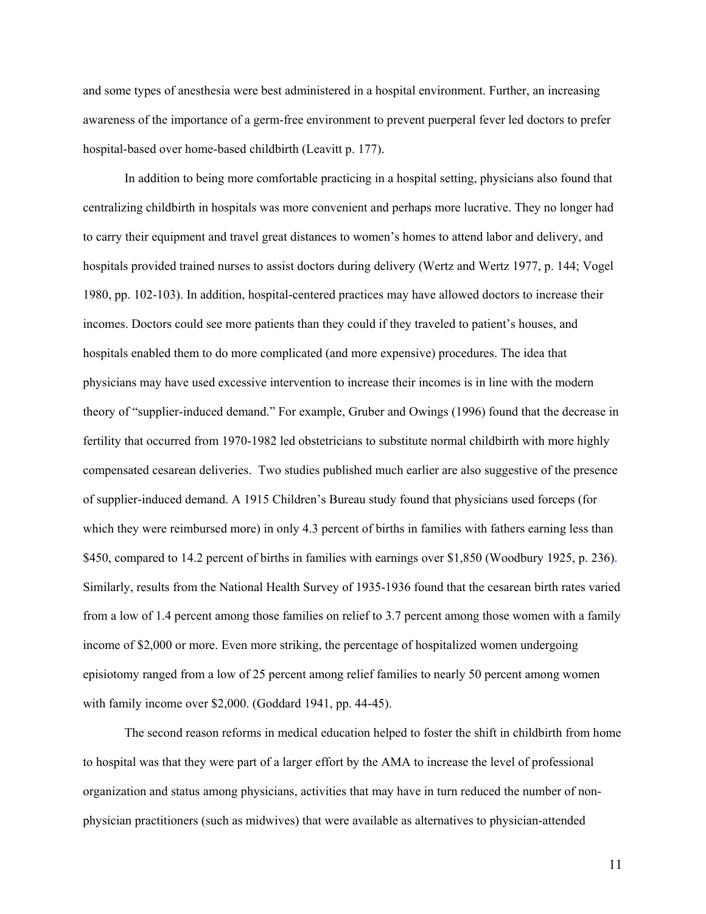and some types of anesthesia were best administered in a hospital environment. Further, an increasing awareness of the importance of a germ-free environment to prevent puerperal fever led doctors to prefer hospital-based over home-based childbirth (Leavitt p. 177).

In addition to being more comfortable practicing in a hospital setting, physicians also found that centralizing childbirth in hospitals was more convenient and perhaps more lucrative. They no longer had to carry their equipment and travel great distances to women's homes to attend labor and delivery, and hospitals provided trained nurses to assist doctors during delivery (Wertz and Wertz 1977, p. 144; Vogel 1980, pp. 102-103). In addition, hospital-centered practices may have allowed doctors to increase their incomes. Doctors could see more patients than they could if they traveled to patient's houses, and hospitals enabled them to do more complicated (and more expensive) procedures. The idea that physicians may have used excessive intervention to increase their incomes is in line with the modern theory of "supplier-induced demand." For example, Gruber and Owings (1996) found that the decrease in fertility that occurred from 1970-1982 led obstetricians to substitute normal childbirth with more highly compensated cesarean deliveries. Two studies published much earlier are also suggestive of the presence of supplier-induced demand. A 1915 Children's Bureau study found that physicians used forceps (for which they were reimbursed more) in only 4.3 percent of births in families with fathers earning less than $450, compared to 14.2 percent of births in families with earnings over $1,850 (Woodbury 1925, p. 236). Similarly, results from the National Health Survey of 1935-1936 found that the cesarean birth rates varied from a low of 1.4 percent among those families on relief to 3.7 percent among those women with a family income of $2,000 or more. Even more striking, the percentage of hospitalized women undergoing episiotomy ranged from a low of 25 percent among relief families to nearly 50 percent among women with family income over $2,000. (Goddard 1941, pp. 44-45).

The second reason reforms in medical education helped to foster the shift in childbirth from home to hospital was that they were part of a larger effort by the AMA to increase the level of professional organization and status among physicians, activities that may have in turn reduced the number of non-physician practitioners (such as midwives) that were available as alternatives to physician-attended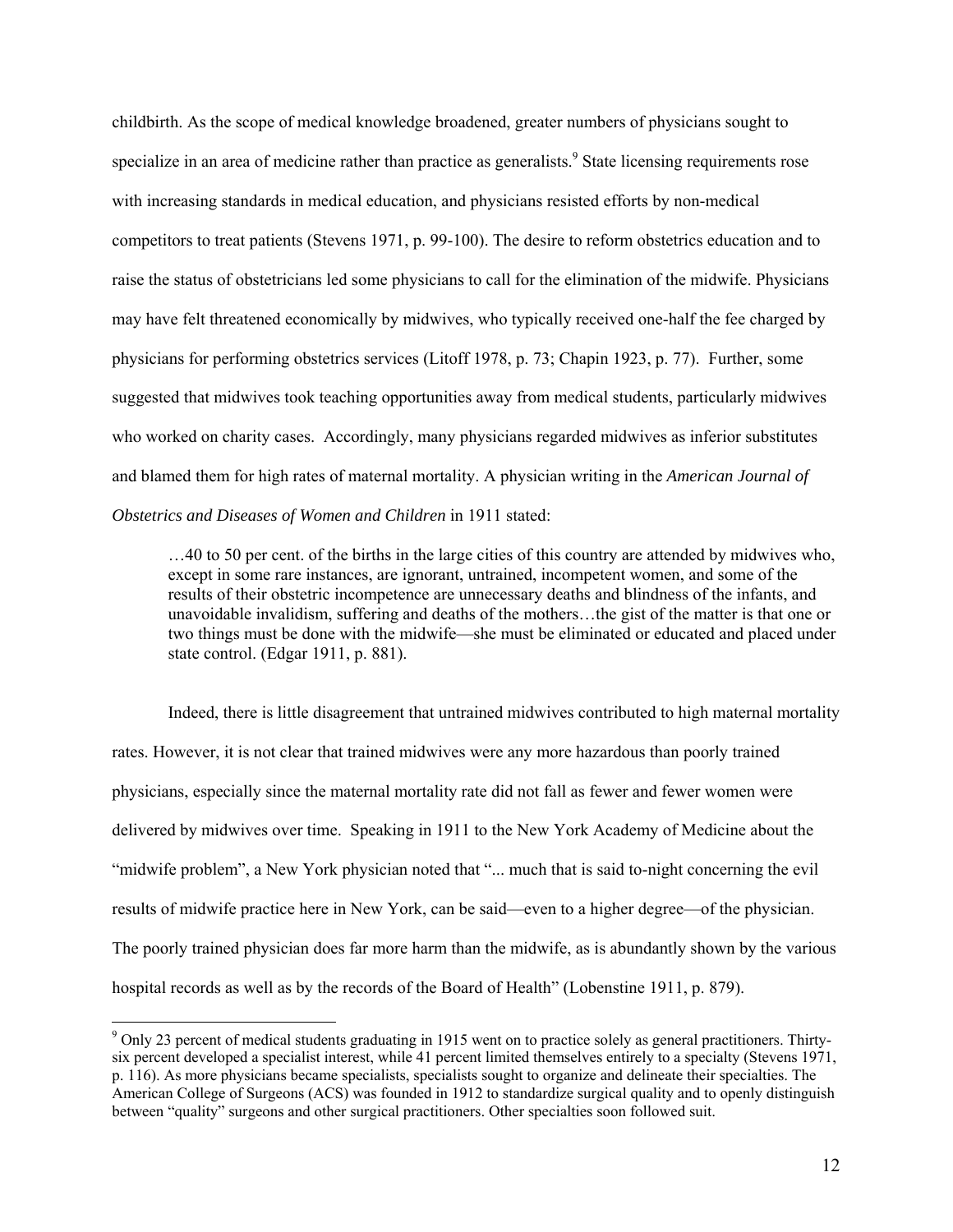childbirth. As the scope of medical knowledge broadened, greater numbers of physicians sought to specialize in an area of medicine rather than practice as generalists.[9] State licensing requirements rose with increasing standards in medical education, and physicians resisted efforts by non-medical competitors to treat patients (Stevens 1971, p. 99-100). The desire to reform obstetrics education and to raise the status of obstetricians led some physicians to call for the elimination of the midwife. Physicians may have felt threatened economically by midwives, who typically received one-half the fee charged by physicians for performing obstetrics services (Litoff 1978, p. 73; Chapin 1923, p. 77). Further, some suggested that midwives took teaching opportunities away from medical students, particularly midwives who worked on charity cases. Accordingly, many physicians regarded midwives as inferior substitutes and blamed them for high rates of maternal mortality. A physician writing in the *American Journal of Obstetrics and Diseases of Women and Children* in 1911 stated:

> …40 to 50 per cent. of the births in the large cities of this country are attended by midwives who, except in some rare instances, are ignorant, untrained, incompetent women, and some of the results of their obstetric incompetence are unnecessary deaths and blindness of the infants, and unavoidable invalidism, suffering and deaths of the mothers…the gist of the matter is that one or two things must be done with the midwife—she must be eliminated or educated and placed under state control. (Edgar 1911, p. 881).

Indeed, there is little disagreement that untrained midwives contributed to high maternal mortality rates. However, it is not clear that trained midwives were any more hazardous than poorly trained physicians, especially since the maternal mortality rate did not fall as fewer and fewer women were delivered by midwives over time. Speaking in 1911 to the New York Academy of Medicine about the "midwife problem", a New York physician noted that "... much that is said to-night concerning the evil results of midwife practice here in New York, can be said—even to a higher degree—of the physician. The poorly trained physician does far more harm than the midwife, as is abundantly shown by the various hospital records as well as by the records of the Board of Health" (Lobenstine 1911, p. 879).

---

[9] Only 23 percent of medical students graduating in 1915 went on to practice solely as general practitioners. Thirty-six percent developed a specialist interest, while 41 percent limited themselves entirely to a specialty (Stevens 1971, p. 116). As more physicians became specialists, specialists sought to organize and delineate their specialties. The American College of Surgeons (ACS) was founded in 1912 to standardize surgical quality and to openly distinguish between "quality" surgeons and other surgical practitioners. Other specialties soon followed suit.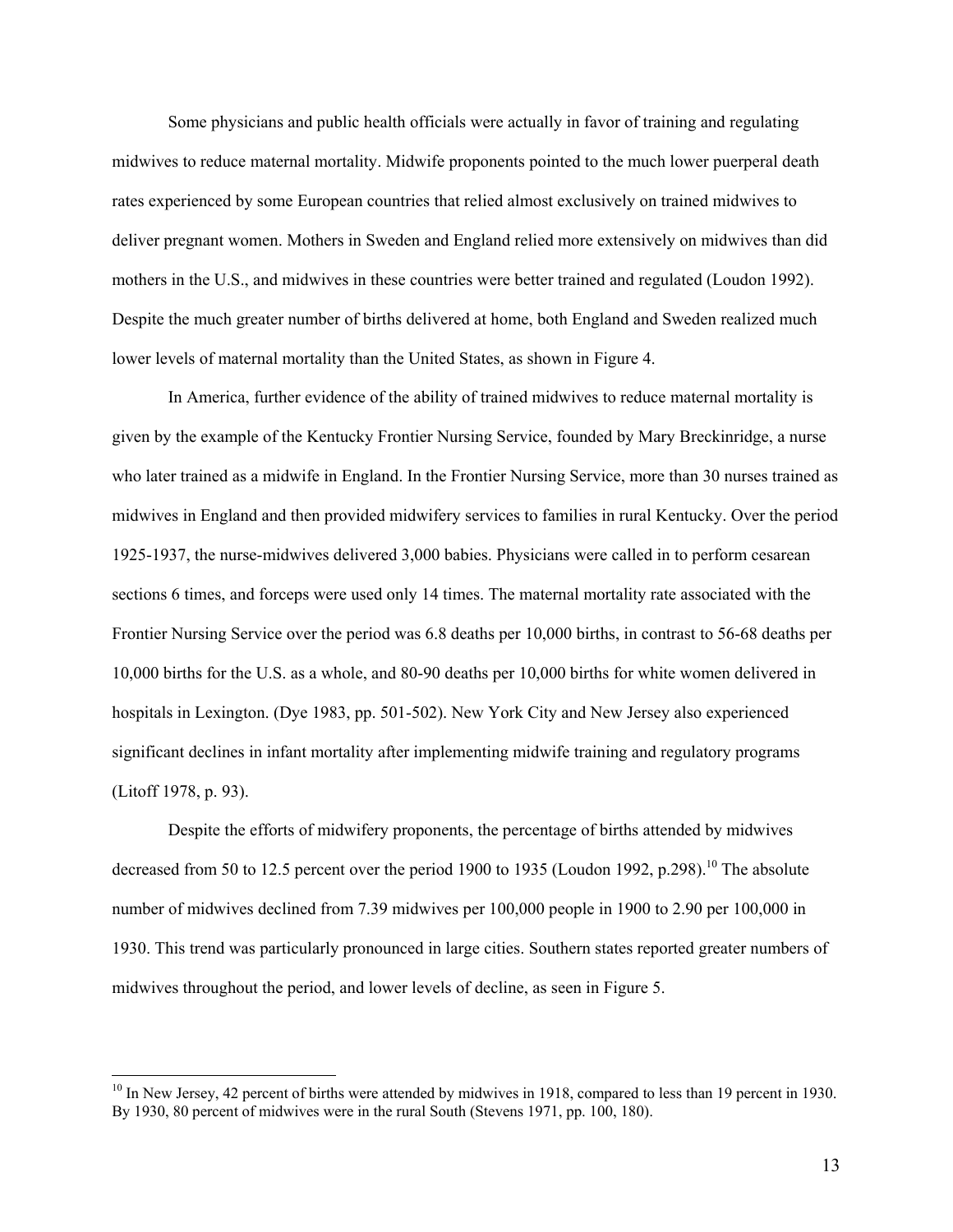Some physicians and public health officials were actually in favor of training and regulating midwives to reduce maternal mortality. Midwife proponents pointed to the much lower puerperal death rates experienced by some European countries that relied almost exclusively on trained midwives to deliver pregnant women. Mothers in Sweden and England relied more extensively on midwives than did mothers in the U.S., and midwives in these countries were better trained and regulated (Loudon 1992). Despite the much greater number of births delivered at home, both England and Sweden realized much lower levels of maternal mortality than the United States, as shown in Figure 4.

In America, further evidence of the ability of trained midwives to reduce maternal mortality is given by the example of the Kentucky Frontier Nursing Service, founded by Mary Breckinridge, a nurse who later trained as a midwife in England. In the Frontier Nursing Service, more than 30 nurses trained as midwives in England and then provided midwifery services to families in rural Kentucky. Over the period 1925-1937, the nurse-midwives delivered 3,000 babies. Physicians were called in to perform cesarean sections 6 times, and forceps were used only 14 times. The maternal mortality rate associated with the Frontier Nursing Service over the period was 6.8 deaths per 10,000 births, in contrast to 56-68 deaths per 10,000 births for the U.S. as a whole, and 80-90 deaths per 10,000 births for white women delivered in hospitals in Lexington. (Dye 1983, pp. 501-502). New York City and New Jersey also experienced significant declines in infant mortality after implementing midwife training and regulatory programs (Litoff 1978, p. 93).

Despite the efforts of midwifery proponents, the percentage of births attended by midwives decreased from 50 to 12.5 percent over the period 1900 to 1935 (Loudon 1992, p.298).[10] The absolute number of midwives declined from 7.39 midwives per 100,000 people in 1900 to 2.90 per 100,000 in 1930. This trend was particularly pronounced in large cities. Southern states reported greater numbers of midwives throughout the period, and lower levels of decline, as seen in Figure 5.

[10] In New Jersey, 42 percent of births were attended by midwives in 1918, compared to less than 19 percent in 1930. By 1930, 80 percent of midwives were in the rural South (Stevens 1971, pp. 100, 180).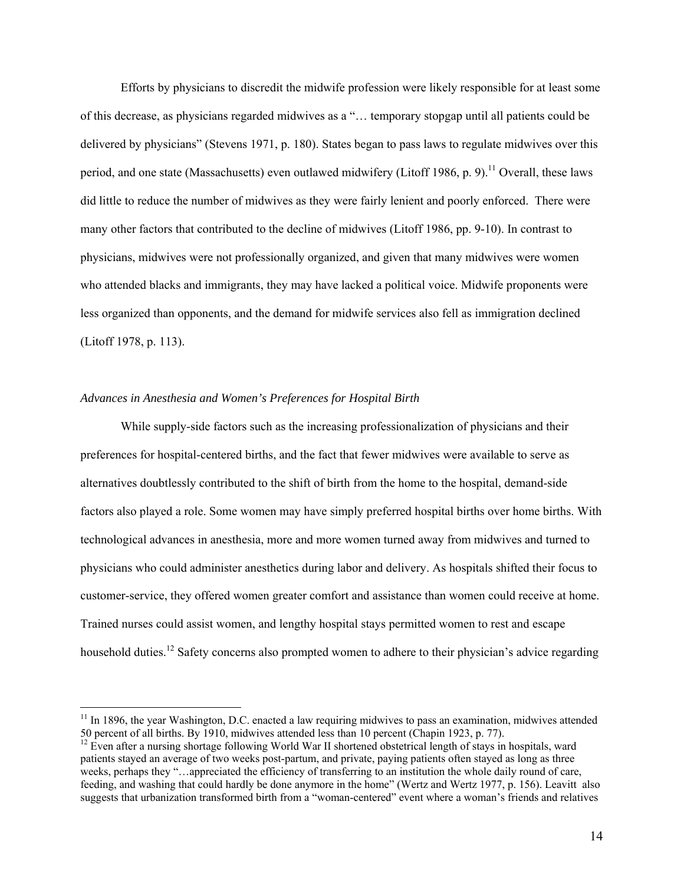Efforts by physicians to discredit the midwife profession were likely responsible for at least some of this decrease, as physicians regarded midwives as a "… temporary stopgap until all patients could be delivered by physicians" (Stevens 1971, p. 180). States began to pass laws to regulate midwives over this period, and one state (Massachusetts) even outlawed midwifery (Litoff 1986, p. 9).[11] Overall, these laws did little to reduce the number of midwives as they were fairly lenient and poorly enforced. There were many other factors that contributed to the decline of midwives (Litoff 1986, pp. 9-10). In contrast to physicians, midwives were not professionally organized, and given that many midwives were women who attended blacks and immigrants, they may have lacked a political voice. Midwife proponents were less organized than opponents, and the demand for midwife services also fell as immigration declined (Litoff 1978, p. 113).

*Advances in Anesthesia and Women's Preferences for Hospital Birth*

While supply-side factors such as the increasing professionalization of physicians and their preferences for hospital-centered births, and the fact that fewer midwives were available to serve as alternatives doubtlessly contributed to the shift of birth from the home to the hospital, demand-side factors also played a role. Some women may have simply preferred hospital births over home births. With technological advances in anesthesia, more and more women turned away from midwives and turned to physicians who could administer anesthetics during labor and delivery. As hospitals shifted their focus to customer-service, they offered women greater comfort and assistance than women could receive at home. Trained nurses could assist women, and lengthy hospital stays permitted women to rest and escape household duties.[12] Safety concerns also prompted women to adhere to their physician's advice regarding

[11] In 1896, the year Washington, D.C. enacted a law requiring midwives to pass an examination, midwives attended 50 percent of all births. By 1910, midwives attended less than 10 percent (Chapin 1923, p. 77).

[12] Even after a nursing shortage following World War II shortened obstetrical length of stays in hospitals, ward patients stayed an average of two weeks post-partum, and private, paying patients often stayed as long as three weeks, perhaps they "…appreciated the efficiency of transferring to an institution the whole daily round of care, feeding, and washing that could hardly be done anymore in the home" (Wertz and Wertz 1977, p. 156). Leavitt also suggests that urbanization transformed birth from a "woman-centered" event where a woman's friends and relatives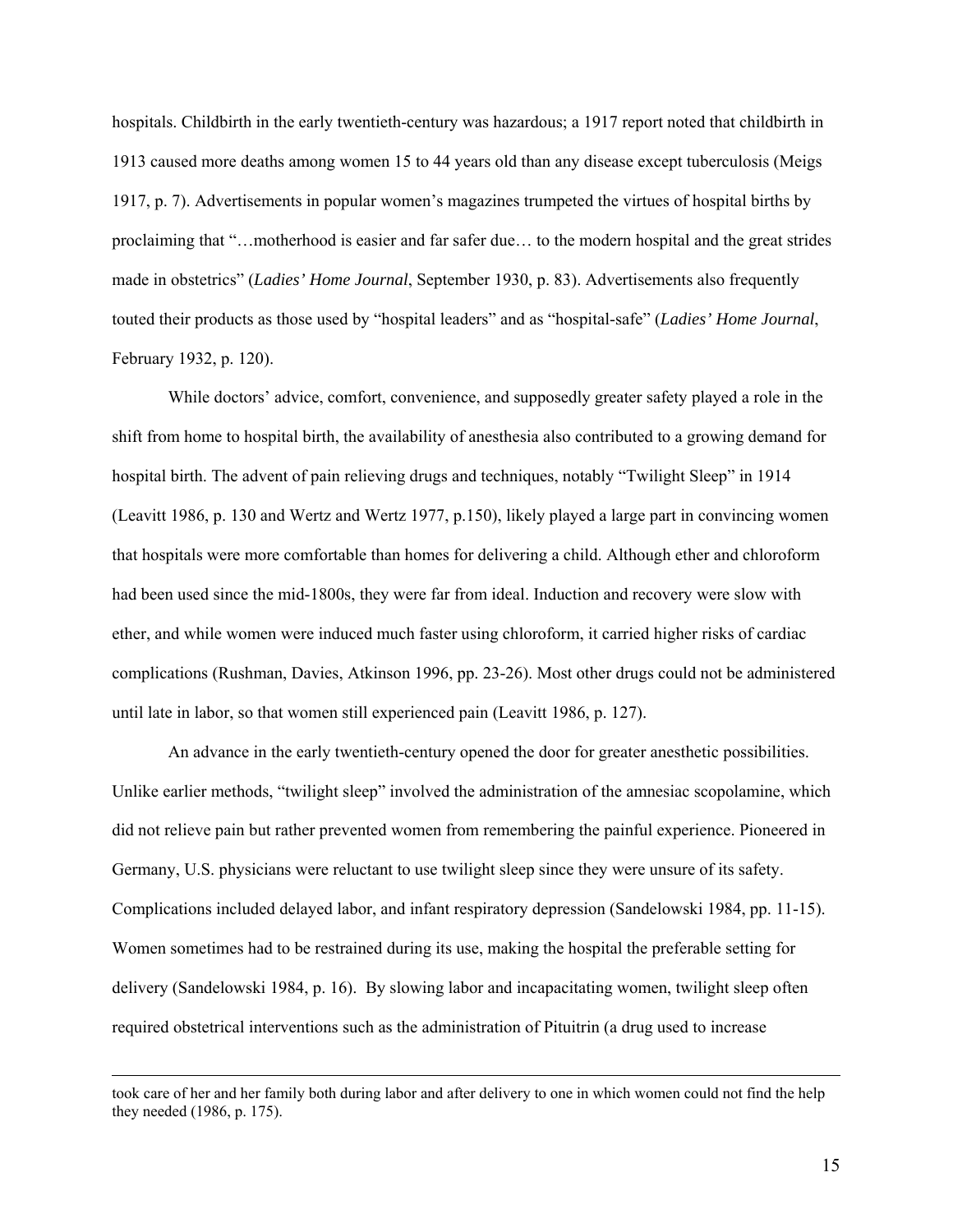hospitals. Childbirth in the early twentieth-century was hazardous; a 1917 report noted that childbirth in 1913 caused more deaths among women 15 to 44 years old than any disease except tuberculosis (Meigs 1917, p. 7). Advertisements in popular women's magazines trumpeted the virtues of hospital births by proclaiming that "…motherhood is easier and far safer due… to the modern hospital and the great strides made in obstetrics" (*Ladies' Home Journal*, September 1930, p. 83). Advertisements also frequently touted their products as those used by "hospital leaders" and as "hospital-safe" (*Ladies' Home Journal*, February 1932, p. 120).

While doctors' advice, comfort, convenience, and supposedly greater safety played a role in the shift from home to hospital birth, the availability of anesthesia also contributed to a growing demand for hospital birth. The advent of pain relieving drugs and techniques, notably "Twilight Sleep" in 1914 (Leavitt 1986, p. 130 and Wertz and Wertz 1977, p.150), likely played a large part in convincing women that hospitals were more comfortable than homes for delivering a child. Although ether and chloroform had been used since the mid-1800s, they were far from ideal. Induction and recovery were slow with ether, and while women were induced much faster using chloroform, it carried higher risks of cardiac complications (Rushman, Davies, Atkinson 1996, pp. 23-26). Most other drugs could not be administered until late in labor, so that women still experienced pain (Leavitt 1986, p. 127).

An advance in the early twentieth-century opened the door for greater anesthetic possibilities. Unlike earlier methods, "twilight sleep" involved the administration of the amnesiac scopolamine, which did not relieve pain but rather prevented women from remembering the painful experience. Pioneered in Germany, U.S. physicians were reluctant to use twilight sleep since they were unsure of its safety. Complications included delayed labor, and infant respiratory depression (Sandelowski 1984, pp. 11-15). Women sometimes had to be restrained during its use, making the hospital the preferable setting for delivery (Sandelowski 1984, p. 16). By slowing labor and incapacitating women, twilight sleep often required obstetrical interventions such as the administration of Pituitrin (a drug used to increase

---

took care of her and her family both during labor and after delivery to one in which women could not find the help they needed (1986, p. 175).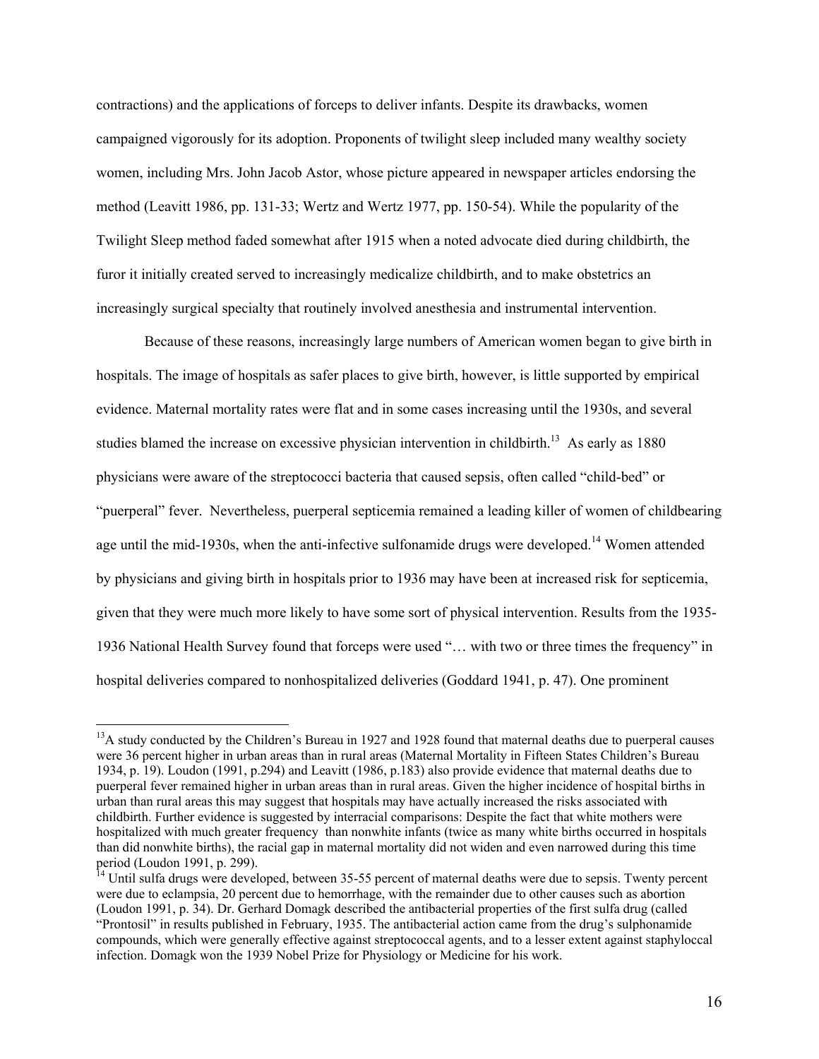contractions) and the applications of forceps to deliver infants. Despite its drawbacks, women campaigned vigorously for its adoption. Proponents of twilight sleep included many wealthy society women, including Mrs. John Jacob Astor, whose picture appeared in newspaper articles endorsing the method (Leavitt 1986, pp. 131-33; Wertz and Wertz 1977, pp. 150-54). While the popularity of the Twilight Sleep method faded somewhat after 1915 when a noted advocate died during childbirth, the furor it initially created served to increasingly medicalize childbirth, and to make obstetrics an increasingly surgical specialty that routinely involved anesthesia and instrumental intervention.

Because of these reasons, increasingly large numbers of American women began to give birth in hospitals. The image of hospitals as safer places to give birth, however, is little supported by empirical evidence. Maternal mortality rates were flat and in some cases increasing until the 1930s, and several studies blamed the increase on excessive physician intervention in childbirth.[13] As early as 1880 physicians were aware of the streptococci bacteria that caused sepsis, often called "child-bed" or "puerperal" fever. Nevertheless, puerperal septicemia remained a leading killer of women of childbearing age until the mid-1930s, when the anti-infective sulfonamide drugs were developed.[14] Women attended by physicians and giving birth in hospitals prior to 1936 may have been at increased risk for septicemia, given that they were much more likely to have some sort of physical intervention. Results from the 1935-1936 National Health Survey found that forceps were used "… with two or three times the frequency" in hospital deliveries compared to nonhospitalized deliveries (Goddard 1941, p. 47). One prominent

---

[13] A study conducted by the Children's Bureau in 1927 and 1928 found that maternal deaths due to puerperal causes were 36 percent higher in urban areas than in rural areas (Maternal Mortality in Fifteen States Children's Bureau 1934, p. 19). Loudon (1991, p.294) and Leavitt (1986, p.183) also provide evidence that maternal deaths due to puerperal fever remained higher in urban areas than in rural areas. Given the higher incidence of hospital births in urban than rural areas this may suggest that hospitals may have actually increased the risks associated with childbirth. Further evidence is suggested by interracial comparisons: Despite the fact that white mothers were hospitalized with much greater frequency than nonwhite infants (twice as many white births occurred in hospitals than did nonwhite births), the racial gap in maternal mortality did not widen and even narrowed during this time period (Loudon 1991, p. 299).

[14] Until sulfa drugs were developed, between 35-55 percent of maternal deaths were due to sepsis. Twenty percent were due to eclampsia, 20 percent due to hemorrhage, with the remainder due to other causes such as abortion (Loudon 1991, p. 34). Dr. Gerhard Domagk described the antibacterial properties of the first sulfa drug (called "Prontosil" in results published in February, 1935. The antibacterial action came from the drug's sulphonamide compounds, which were generally effective against streptococcal agents, and to a lesser extent against staphyloccal infection. Domagk won the 1939 Nobel Prize for Physiology or Medicine for his work.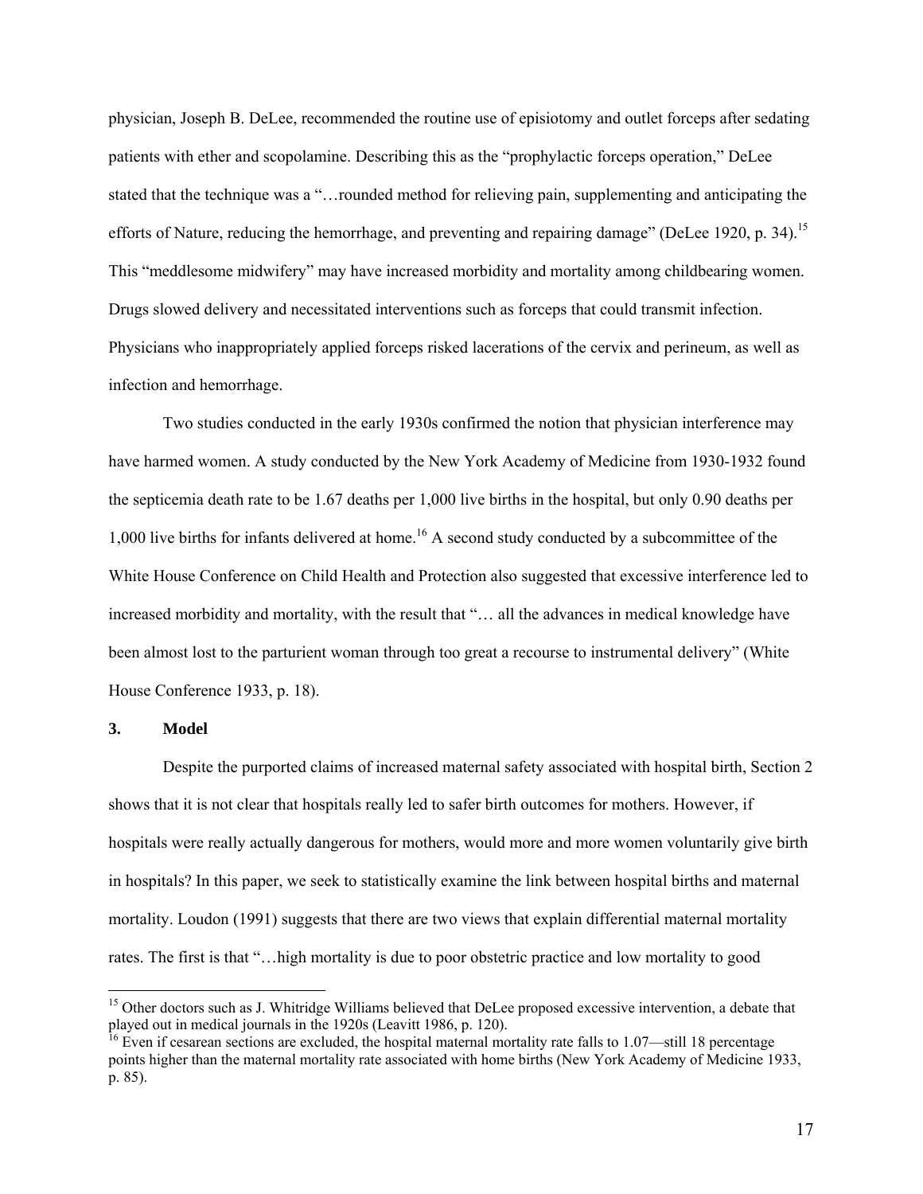physician, Joseph B. DeLee, recommended the routine use of episiotomy and outlet forceps after sedating patients with ether and scopolamine. Describing this as the "prophylactic forceps operation," DeLee stated that the technique was a "…rounded method for relieving pain, supplementing and anticipating the efforts of Nature, reducing the hemorrhage, and preventing and repairing damage" (DeLee 1920, p. 34).[15] This "meddlesome midwifery" may have increased morbidity and mortality among childbearing women. Drugs slowed delivery and necessitated interventions such as forceps that could transmit infection. Physicians who inappropriately applied forceps risked lacerations of the cervix and perineum, as well as infection and hemorrhage.

Two studies conducted in the early 1930s confirmed the notion that physician interference may have harmed women. A study conducted by the New York Academy of Medicine from 1930-1932 found the septicemia death rate to be 1.67 deaths per 1,000 live births in the hospital, but only 0.90 deaths per 1,000 live births for infants delivered at home.[16] A second study conducted by a subcommittee of the White House Conference on Child Health and Protection also suggested that excessive interference led to increased morbidity and mortality, with the result that "… all the advances in medical knowledge have been almost lost to the parturient woman through too great a recourse to instrumental delivery" (White House Conference 1933, p. 18).

## 3. Model

Despite the purported claims of increased maternal safety associated with hospital birth, Section 2 shows that it is not clear that hospitals really led to safer birth outcomes for mothers. However, if hospitals were really actually dangerous for mothers, would more and more women voluntarily give birth in hospitals? In this paper, we seek to statistically examine the link between hospital births and maternal mortality. Loudon (1991) suggests that there are two views that explain differential maternal mortality rates. The first is that "…high mortality is due to poor obstetric practice and low mortality to good

[15] Other doctors such as J. Whitridge Williams believed that DeLee proposed excessive intervention, a debate that played out in medical journals in the 1920s (Leavitt 1986, p. 120).

[16] Even if cesarean sections are excluded, the hospital maternal mortality rate falls to 1.07—still 18 percentage points higher than the maternal mortality rate associated with home births (New York Academy of Medicine 1933, p. 85).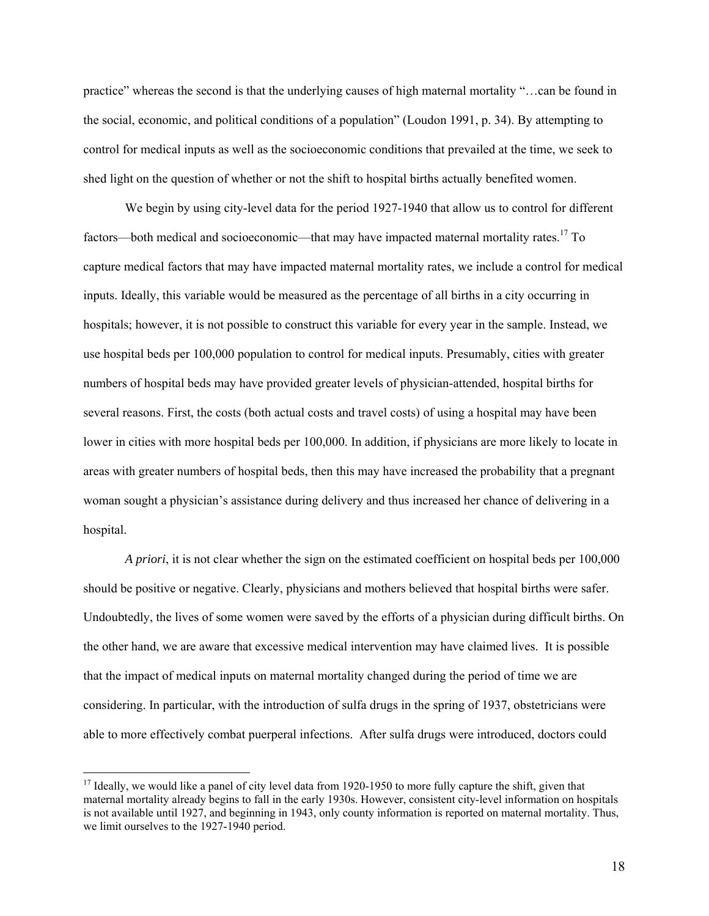practice" whereas the second is that the underlying causes of high maternal mortality "…can be found in the social, economic, and political conditions of a population" (Loudon 1991, p. 34). By attempting to control for medical inputs as well as the socioeconomic conditions that prevailed at the time, we seek to shed light on the question of whether or not the shift to hospital births actually benefited women.

We begin by using city-level data for the period 1927-1940 that allow us to control for different factors—both medical and socioeconomic—that may have impacted maternal mortality rates.[17] To capture medical factors that may have impacted maternal mortality rates, we include a control for medical inputs. Ideally, this variable would be measured as the percentage of all births in a city occurring in hospitals; however, it is not possible to construct this variable for every year in the sample. Instead, we use hospital beds per 100,000 population to control for medical inputs. Presumably, cities with greater numbers of hospital beds may have provided greater levels of physician-attended, hospital births for several reasons. First, the costs (both actual costs and travel costs) of using a hospital may have been lower in cities with more hospital beds per 100,000. In addition, if physicians are more likely to locate in areas with greater numbers of hospital beds, then this may have increased the probability that a pregnant woman sought a physician's assistance during delivery and thus increased her chance of delivering in a hospital.

*A priori*, it is not clear whether the sign on the estimated coefficient on hospital beds per 100,000 should be positive or negative. Clearly, physicians and mothers believed that hospital births were safer. Undoubtedly, the lives of some women were saved by the efforts of a physician during difficult births. On the other hand, we are aware that excessive medical intervention may have claimed lives. It is possible that the impact of medical inputs on maternal mortality changed during the period of time we are considering. In particular, with the introduction of sulfa drugs in the spring of 1937, obstetricians were able to more effectively combat puerperal infections. After sulfa drugs were introduced, doctors could

---

[17] Ideally, we would like a panel of city level data from 1920-1950 to more fully capture the shift, given that maternal mortality already begins to fall in the early 1930s. However, consistent city-level information on hospitals is not available until 1927, and beginning in 1943, only county information is reported on maternal mortality. Thus, we limit ourselves to the 1927-1940 period.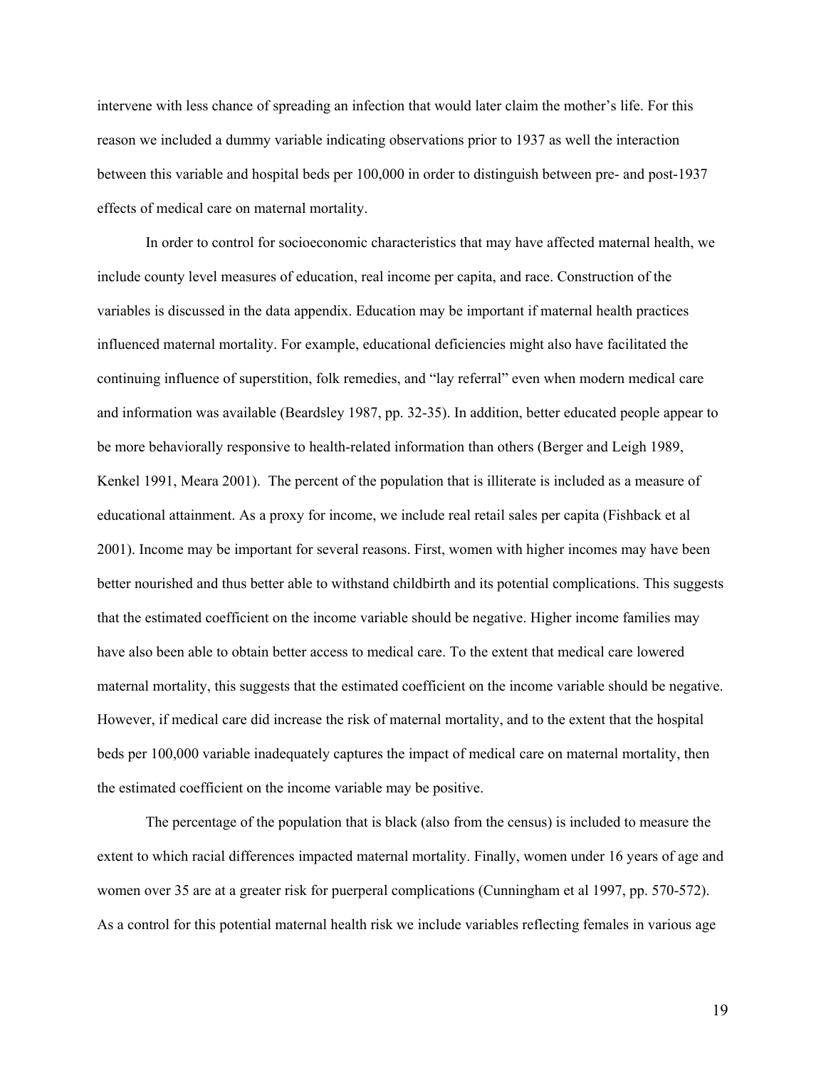intervene with less chance of spreading an infection that would later claim the mother's life. For this reason we included a dummy variable indicating observations prior to 1937 as well the interaction between this variable and hospital beds per 100,000 in order to distinguish between pre- and post-1937 effects of medical care on maternal mortality.

In order to control for socioeconomic characteristics that may have affected maternal health, we include county level measures of education, real income per capita, and race. Construction of the variables is discussed in the data appendix. Education may be important if maternal health practices influenced maternal mortality. For example, educational deficiencies might also have facilitated the continuing influence of superstition, folk remedies, and "lay referral" even when modern medical care and information was available (Beardsley 1987, pp. 32-35). In addition, better educated people appear to be more behaviorally responsive to health-related information than others (Berger and Leigh 1989, Kenkel 1991, Meara 2001). The percent of the population that is illiterate is included as a measure of educational attainment. As a proxy for income, we include real retail sales per capita (Fishback et al 2001). Income may be important for several reasons. First, women with higher incomes may have been better nourished and thus better able to withstand childbirth and its potential complications. This suggests that the estimated coefficient on the income variable should be negative. Higher income families may have also been able to obtain better access to medical care. To the extent that medical care lowered maternal mortality, this suggests that the estimated coefficient on the income variable should be negative. However, if medical care did increase the risk of maternal mortality, and to the extent that the hospital beds per 100,000 variable inadequately captures the impact of medical care on maternal mortality, then the estimated coefficient on the income variable may be positive.

The percentage of the population that is black (also from the census) is included to measure the extent to which racial differences impacted maternal mortality. Finally, women under 16 years of age and women over 35 are at a greater risk for puerperal complications (Cunningham et al 1997, pp. 570-572). As a control for this potential maternal health risk we include variables reflecting females in various age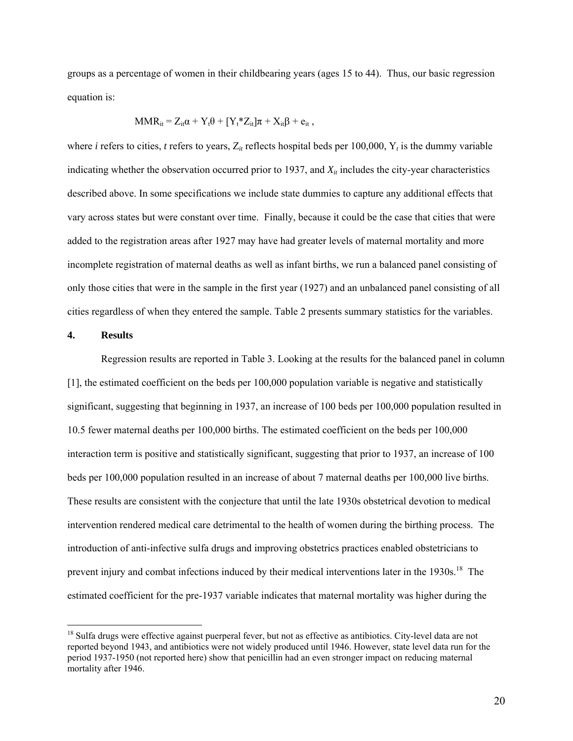groups as a percentage of women in their childbearing years (ages 15 to 44). Thus, our basic regression equation is:

$$MMR_{it} = Z_{it}\alpha + Y_t\theta + [Y_t * Z_{it}]\pi + X_{it}\beta + e_{it} ,$$

where $i$ refers to cities, $t$ refers to years, $Z_{it}$ reflects hospital beds per 100,000, $Y_t$ is the dummy variable indicating whether the observation occurred prior to 1937, and $X_{it}$ includes the city-year characteristics described above. In some specifications we include state dummies to capture any additional effects that vary across states but were constant over time. Finally, because it could be the case that cities that were added to the registration areas after 1927 may have had greater levels of maternal mortality and more incomplete registration of maternal deaths as well as infant births, we run a balanced panel consisting of only those cities that were in the sample in the first year (1927) and an unbalanced panel consisting of all cities regardless of when they entered the sample. Table 2 presents summary statistics for the variables.

## 4. Results

Regression results are reported in Table 3. Looking at the results for the balanced panel in column [1], the estimated coefficient on the beds per 100,000 population variable is negative and statistically significant, suggesting that beginning in 1937, an increase of 100 beds per 100,000 population resulted in 10.5 fewer maternal deaths per 100,000 births. The estimated coefficient on the beds per 100,000 interaction term is positive and statistically significant, suggesting that prior to 1937, an increase of 100 beds per 100,000 population resulted in an increase of about 7 maternal deaths per 100,000 live births. These results are consistent with the conjecture that until the late 1930s obstetrical devotion to medical intervention rendered medical care detrimental to the health of women during the birthing process. The introduction of anti-infective sulfa drugs and improving obstetrics practices enabled obstetricians to prevent injury and combat infections induced by their medical interventions later in the 1930s.[18] The estimated coefficient for the pre-1937 variable indicates that maternal mortality was higher during the

[18] Sulfa drugs were effective against puerperal fever, but not as effective as antibiotics. City-level data are not reported beyond 1943, and antibiotics were not widely produced until 1946. However, state level data run for the period 1937-1950 (not reported here) show that penicillin had an even stronger impact on reducing maternal mortality after 1946.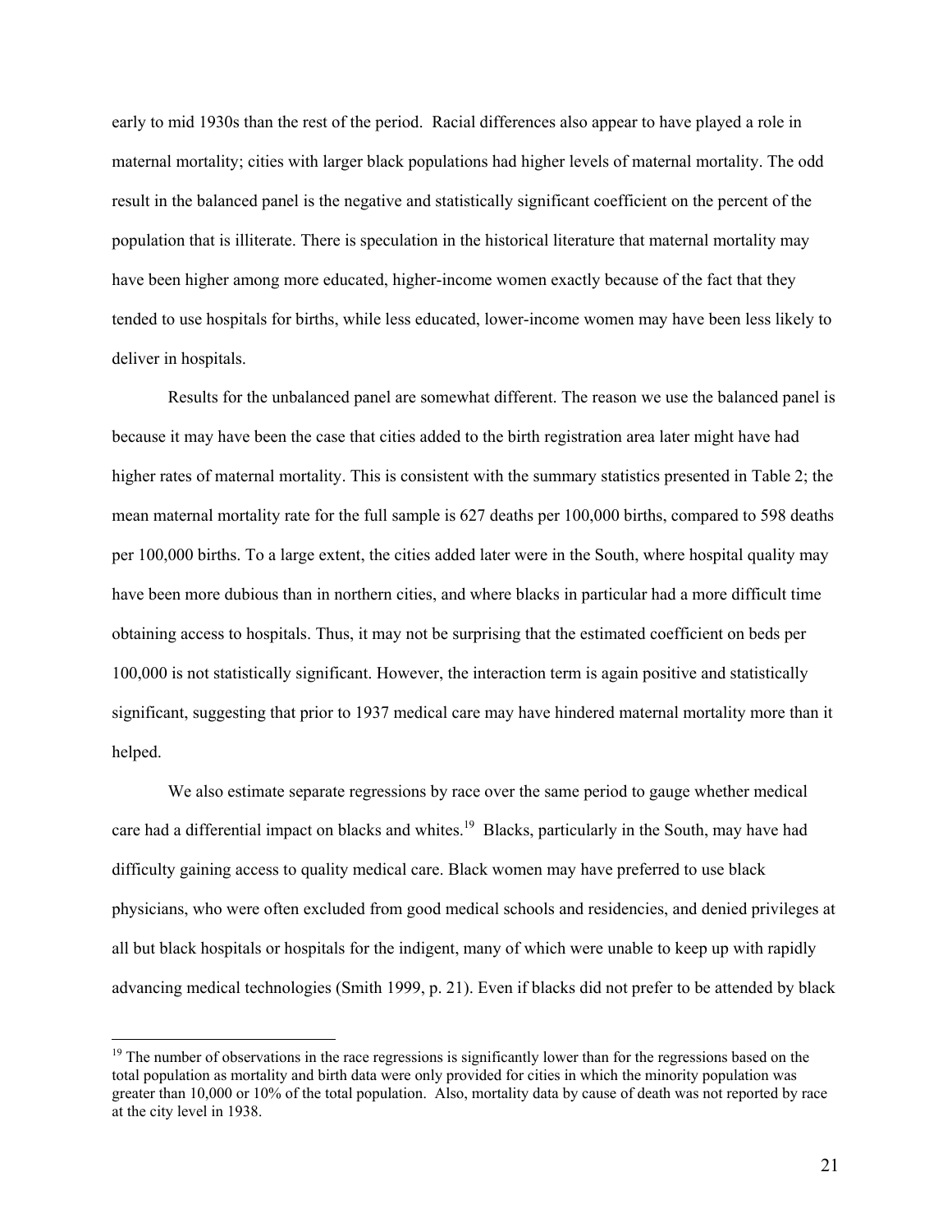early to mid 1930s than the rest of the period. Racial differences also appear to have played a role in maternal mortality; cities with larger black populations had higher levels of maternal mortality. The odd result in the balanced panel is the negative and statistically significant coefficient on the percent of the population that is illiterate. There is speculation in the historical literature that maternal mortality may have been higher among more educated, higher-income women exactly because of the fact that they tended to use hospitals for births, while less educated, lower-income women may have been less likely to deliver in hospitals.

Results for the unbalanced panel are somewhat different. The reason we use the balanced panel is because it may have been the case that cities added to the birth registration area later might have had higher rates of maternal mortality. This is consistent with the summary statistics presented in Table 2; the mean maternal mortality rate for the full sample is 627 deaths per 100,000 births, compared to 598 deaths per 100,000 births. To a large extent, the cities added later were in the South, where hospital quality may have been more dubious than in northern cities, and where blacks in particular had a more difficult time obtaining access to hospitals. Thus, it may not be surprising that the estimated coefficient on beds per 100,000 is not statistically significant. However, the interaction term is again positive and statistically significant, suggesting that prior to 1937 medical care may have hindered maternal mortality more than it helped.

We also estimate separate regressions by race over the same period to gauge whether medical care had a differential impact on blacks and whites.[19] Blacks, particularly in the South, may have had difficulty gaining access to quality medical care. Black women may have preferred to use black physicians, who were often excluded from good medical schools and residencies, and denied privileges at all but black hospitals or hospitals for the indigent, many of which were unable to keep up with rapidly advancing medical technologies (Smith 1999, p. 21). Even if blacks did not prefer to be attended by black

[19] The number of observations in the race regressions is significantly lower than for the regressions based on the total population as mortality and birth data were only provided for cities in which the minority population was greater than 10,000 or 10% of the total population. Also, mortality data by cause of death was not reported by race at the city level in 1938.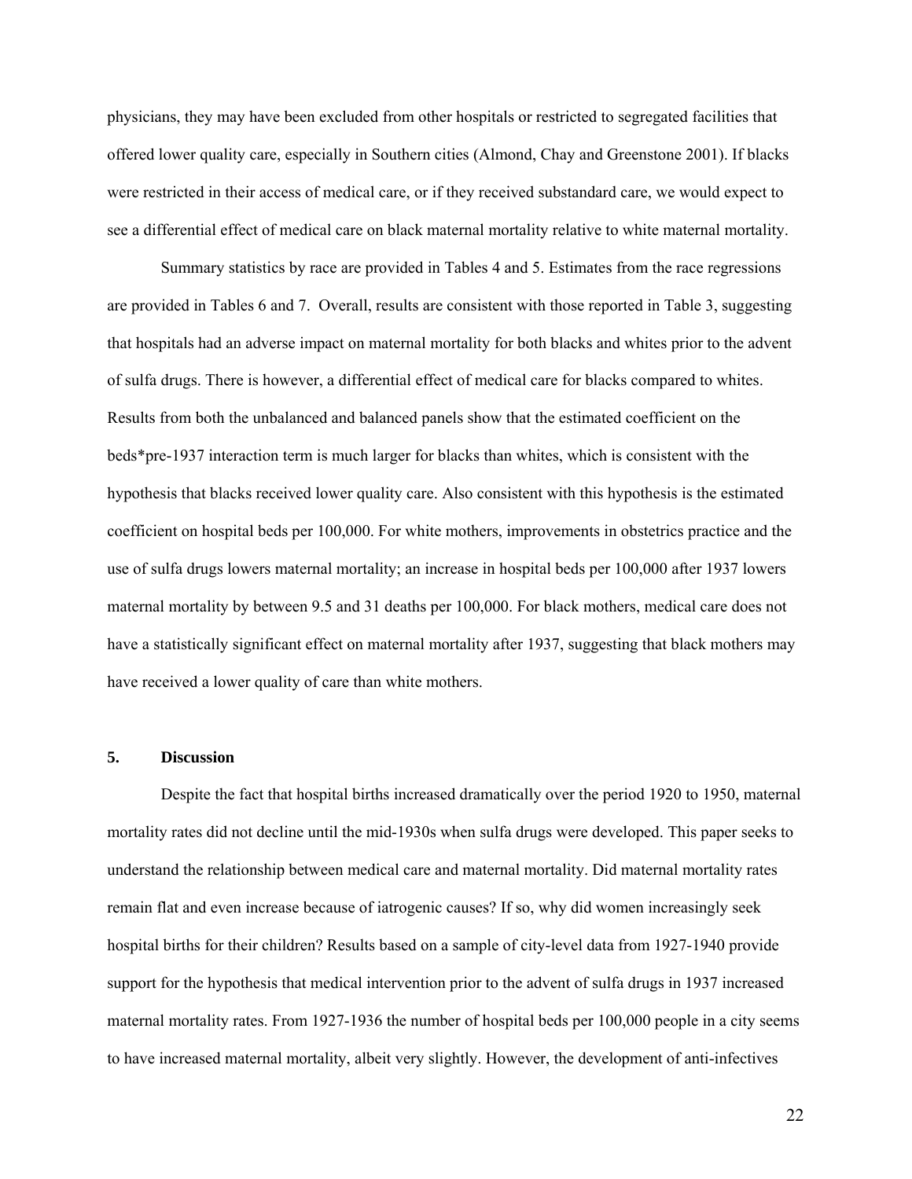physicians, they may have been excluded from other hospitals or restricted to segregated facilities that offered lower quality care, especially in Southern cities (Almond, Chay and Greenstone 2001). If blacks were restricted in their access of medical care, or if they received substandard care, we would expect to see a differential effect of medical care on black maternal mortality relative to white maternal mortality.

Summary statistics by race are provided in Tables 4 and 5. Estimates from the race regressions are provided in Tables 6 and 7. Overall, results are consistent with those reported in Table 3, suggesting that hospitals had an adverse impact on maternal mortality for both blacks and whites prior to the advent of sulfa drugs. There is however, a differential effect of medical care for blacks compared to whites. Results from both the unbalanced and balanced panels show that the estimated coefficient on the beds*pre-1937 interaction term is much larger for blacks than whites, which is consistent with the hypothesis that blacks received lower quality care. Also consistent with this hypothesis is the estimated coefficient on hospital beds per 100,000. For white mothers, improvements in obstetrics practice and the use of sulfa drugs lowers maternal mortality; an increase in hospital beds per 100,000 after 1937 lowers maternal mortality by between 9.5 and 31 deaths per 100,000. For black mothers, medical care does not have a statistically significant effect on maternal mortality after 1937, suggesting that black mothers may have received a lower quality of care than white mothers.

## 5. Discussion

Despite the fact that hospital births increased dramatically over the period 1920 to 1950, maternal mortality rates did not decline until the mid-1930s when sulfa drugs were developed. This paper seeks to understand the relationship between medical care and maternal mortality. Did maternal mortality rates remain flat and even increase because of iatrogenic causes? If so, why did women increasingly seek hospital births for their children? Results based on a sample of city-level data from 1927-1940 provide support for the hypothesis that medical intervention prior to the advent of sulfa drugs in 1937 increased maternal mortality rates. From 1927-1936 the number of hospital beds per 100,000 people in a city seems to have increased maternal mortality, albeit very slightly. However, the development of anti-infectives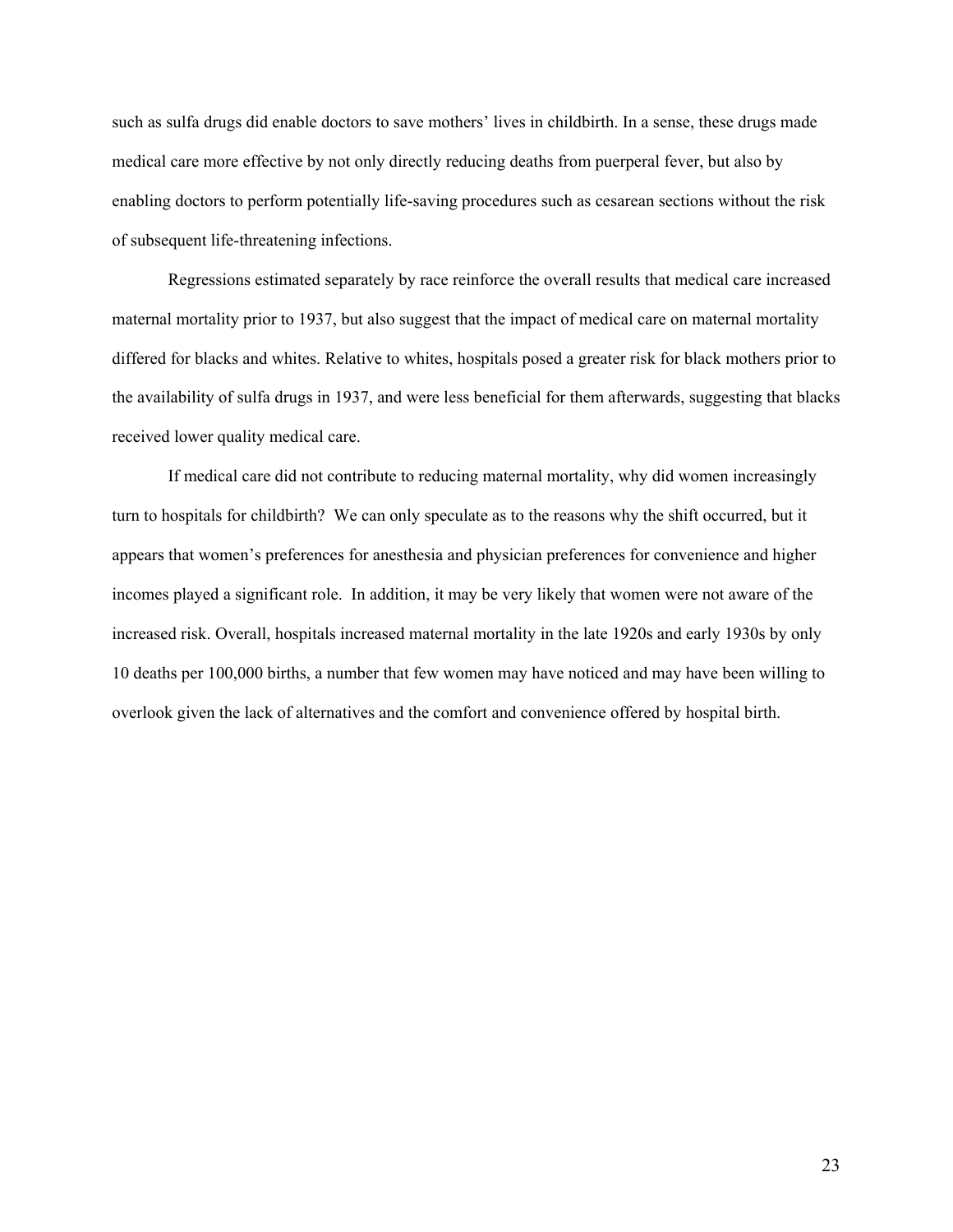such as sulfa drugs did enable doctors to save mothers' lives in childbirth. In a sense, these drugs made medical care more effective by not only directly reducing deaths from puerperal fever, but also by enabling doctors to perform potentially life-saving procedures such as cesarean sections without the risk of subsequent life-threatening infections.

Regressions estimated separately by race reinforce the overall results that medical care increased maternal mortality prior to 1937, but also suggest that the impact of medical care on maternal mortality differed for blacks and whites. Relative to whites, hospitals posed a greater risk for black mothers prior to the availability of sulfa drugs in 1937, and were less beneficial for them afterwards, suggesting that blacks received lower quality medical care.

If medical care did not contribute to reducing maternal mortality, why did women increasingly turn to hospitals for childbirth? We can only speculate as to the reasons why the shift occurred, but it appears that women's preferences for anesthesia and physician preferences for convenience and higher incomes played a significant role. In addition, it may be very likely that women were not aware of the increased risk. Overall, hospitals increased maternal mortality in the late 1920s and early 1930s by only 10 deaths per 100,000 births, a number that few women may have noticed and may have been willing to overlook given the lack of alternatives and the comfort and convenience offered by hospital birth.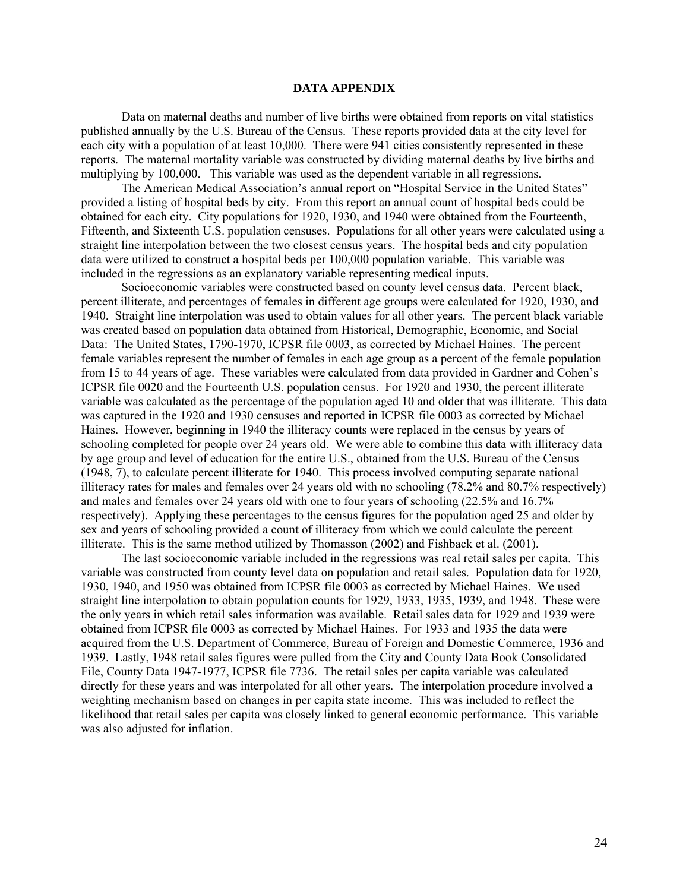## DATA APPENDIX

Data on maternal deaths and number of live births were obtained from reports on vital statistics published annually by the U.S. Bureau of the Census. These reports provided data at the city level for each city with a population of at least 10,000. There were 941 cities consistently represented in these reports. The maternal mortality variable was constructed by dividing maternal deaths by live births and multiplying by 100,000. This variable was used as the dependent variable in all regressions.

The American Medical Association's annual report on "Hospital Service in the United States" provided a listing of hospital beds by city. From this report an annual count of hospital beds could be obtained for each city. City populations for 1920, 1930, and 1940 were obtained from the Fourteenth, Fifteenth, and Sixteenth U.S. population censuses. Populations for all other years were calculated using a straight line interpolation between the two closest census years. The hospital beds and city population data were utilized to construct a hospital beds per 100,000 population variable. This variable was included in the regressions as an explanatory variable representing medical inputs.

Socioeconomic variables were constructed based on county level census data. Percent black, percent illiterate, and percentages of females in different age groups were calculated for 1920, 1930, and 1940. Straight line interpolation was used to obtain values for all other years. The percent black variable was created based on population data obtained from Historical, Demographic, Economic, and Social Data: The United States, 1790-1970, ICPSR file 0003, as corrected by Michael Haines. The percent female variables represent the number of females in each age group as a percent of the female population from 15 to 44 years of age. These variables were calculated from data provided in Gardner and Cohen's ICPSR file 0020 and the Fourteenth U.S. population census. For 1920 and 1930, the percent illiterate variable was calculated as the percentage of the population aged 10 and older that was illiterate. This data was captured in the 1920 and 1930 censuses and reported in ICPSR file 0003 as corrected by Michael Haines. However, beginning in 1940 the illiteracy counts were replaced in the census by years of schooling completed for people over 24 years old. We were able to combine this data with illiteracy data by age group and level of education for the entire U.S., obtained from the U.S. Bureau of the Census (1948, 7), to calculate percent illiterate for 1940. This process involved computing separate national illiteracy rates for males and females over 24 years old with no schooling (78.2% and 80.7% respectively) and males and females over 24 years old with one to four years of schooling (22.5% and 16.7% respectively). Applying these percentages to the census figures for the population aged 25 and older by sex and years of schooling provided a count of illiteracy from which we could calculate the percent illiterate. This is the same method utilized by Thomasson (2002) and Fishback et al. (2001).

The last socioeconomic variable included in the regressions was real retail sales per capita. This variable was constructed from county level data on population and retail sales. Population data for 1920, 1930, 1940, and 1950 was obtained from ICPSR file 0003 as corrected by Michael Haines. We used straight line interpolation to obtain population counts for 1929, 1933, 1935, 1939, and 1948. These were the only years in which retail sales information was available. Retail sales data for 1929 and 1939 were obtained from ICPSR file 0003 as corrected by Michael Haines. For 1933 and 1935 the data were acquired from the U.S. Department of Commerce, Bureau of Foreign and Domestic Commerce, 1936 and 1939. Lastly, 1948 retail sales figures were pulled from the City and County Data Book Consolidated File, County Data 1947-1977, ICPSR file 7736. The retail sales per capita variable was calculated directly for these years and was interpolated for all other years. The interpolation procedure involved a weighting mechanism based on changes in per capita state income. This was included to reflect the likelihood that retail sales per capita was closely linked to general economic performance. This variable was also adjusted for inflation.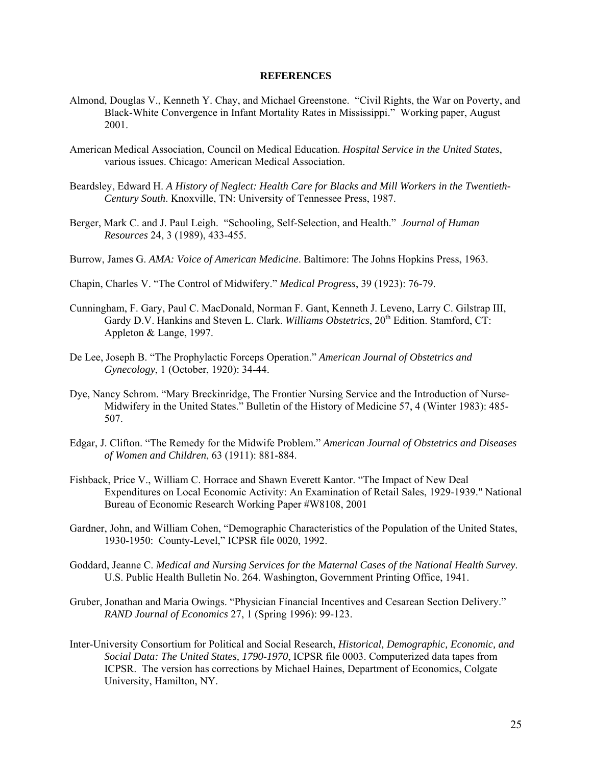# REFERENCES

Almond, Douglas V., Kenneth Y. Chay, and Michael Greenstone. "Civil Rights, the War on Poverty, and Black-White Convergence in Infant Mortality Rates in Mississippi." Working paper, August 2001.

American Medical Association, Council on Medical Education. *Hospital Service in the United States*, various issues. Chicago: American Medical Association.

Beardsley, Edward H. *A History of Neglect: Health Care for Blacks and Mill Workers in the Twentieth-Century South*. Knoxville, TN: University of Tennessee Press, 1987.

Berger, Mark C. and J. Paul Leigh. "Schooling, Self-Selection, and Health." *Journal of Human Resources* 24, 3 (1989), 433-455.

Burrow, James G. *AMA: Voice of American Medicine*. Baltimore: The Johns Hopkins Press, 1963.

Chapin, Charles V. "The Control of Midwifery." *Medical Progress*, 39 (1923): 76-79.

Cunningham, F. Gary, Paul C. MacDonald, Norman F. Gant, Kenneth J. Leveno, Larry C. Gilstrap III, Gardy D.V. Hankins and Steven L. Clark. *Williams Obstetrics*, 20th Edition. Stamford, CT: Appleton & Lange, 1997.

De Lee, Joseph B. "The Prophylactic Forceps Operation." *American Journal of Obstetrics and Gynecology*, 1 (October, 1920): 34-44.

Dye, Nancy Schrom. "Mary Breckinridge, The Frontier Nursing Service and the Introduction of Nurse-Midwifery in the United States." Bulletin of the History of Medicine 57, 4 (Winter 1983): 485-507.

Edgar, J. Clifton. "The Remedy for the Midwife Problem." *American Journal of Obstetrics and Diseases of Women and Children*, 63 (1911): 881-884.

Fishback, Price V., William C. Horrace and Shawn Everett Kantor. "The Impact of New Deal Expenditures on Local Economic Activity: An Examination of Retail Sales, 1929-1939." National Bureau of Economic Research Working Paper #W8108, 2001

Gardner, John, and William Cohen, "Demographic Characteristics of the Population of the United States, 1930-1950: County-Level," ICPSR file 0020, 1992.

Goddard, Jeanne C. *Medical and Nursing Services for the Maternal Cases of the National Health Survey*. U.S. Public Health Bulletin No. 264. Washington, Government Printing Office, 1941.

Gruber, Jonathan and Maria Owings. "Physician Financial Incentives and Cesarean Section Delivery." *RAND Journal of Economics* 27, 1 (Spring 1996): 99-123.

Inter-University Consortium for Political and Social Research, *Historical, Demographic, Economic, and Social Data: The United States, 1790-1970*, ICPSR file 0003. Computerized data tapes from ICPSR. The version has corrections by Michael Haines, Department of Economics, Colgate University, Hamilton, NY.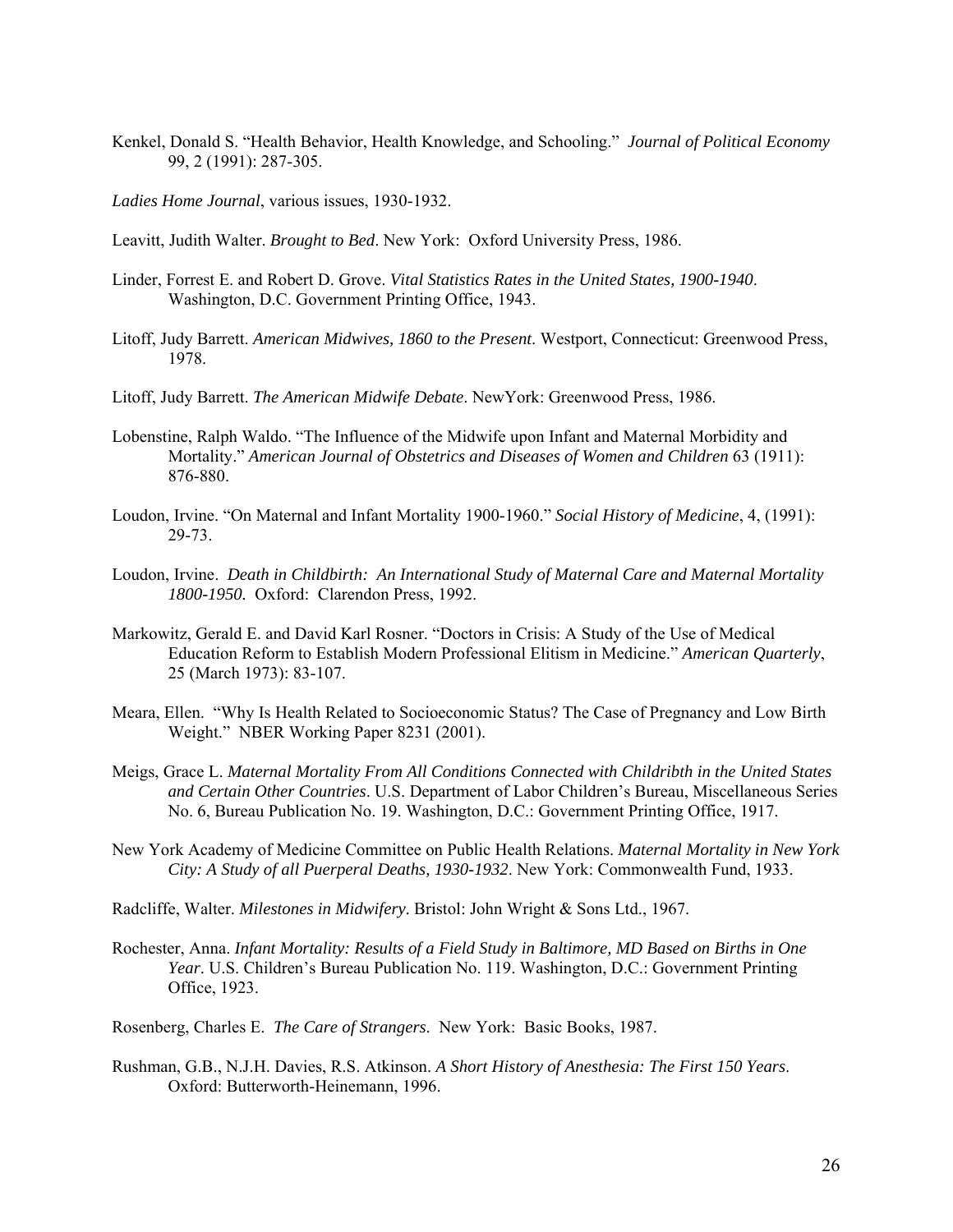Kenkel, Donald S. "Health Behavior, Health Knowledge, and Schooling." *Journal of Political Economy* 99, 2 (1991): 287-305.

*Ladies Home Journal*, various issues, 1930-1932.

Leavitt, Judith Walter. *Brought to Bed*. New York: Oxford University Press, 1986.

Linder, Forrest E. and Robert D. Grove. *Vital Statistics Rates in the United States, 1900-1940*. Washington, D.C. Government Printing Office, 1943.

Litoff, Judy Barrett. *American Midwives, 1860 to the Present*. Westport, Connecticut: Greenwood Press, 1978.

Litoff, Judy Barrett. *The American Midwife Debate*. NewYork: Greenwood Press, 1986.

Lobenstine, Ralph Waldo. "The Influence of the Midwife upon Infant and Maternal Morbidity and Mortality." *American Journal of Obstetrics and Diseases of Women and Children* 63 (1911): 876-880.

Loudon, Irvine. "On Maternal and Infant Mortality 1900-1960." *Social History of Medicine*, 4, (1991): 29-73.

Loudon, Irvine. *Death in Childbirth: An International Study of Maternal Care and Maternal Mortality 1800-1950.* Oxford: Clarendon Press, 1992.

Markowitz, Gerald E. and David Karl Rosner. "Doctors in Crisis: A Study of the Use of Medical Education Reform to Establish Modern Professional Elitism in Medicine." *American Quarterly*, 25 (March 1973): 83-107.

Meara, Ellen. "Why Is Health Related to Socioeconomic Status? The Case of Pregnancy and Low Birth Weight." NBER Working Paper 8231 (2001).

Meigs, Grace L. *Maternal Mortality From All Conditions Connected with Childribth in the United States and Certain Other Countries*. U.S. Department of Labor Children's Bureau, Miscellaneous Series No. 6, Bureau Publication No. 19. Washington, D.C.: Government Printing Office, 1917.

New York Academy of Medicine Committee on Public Health Relations. *Maternal Mortality in New York City: A Study of all Puerperal Deaths, 1930-1932*. New York: Commonwealth Fund, 1933.

Radcliffe, Walter. *Milestones in Midwifery*. Bristol: John Wright & Sons Ltd., 1967.

Rochester, Anna. *Infant Mortality: Results of a Field Study in Baltimore, MD Based on Births in One Year*. U.S. Children's Bureau Publication No. 119. Washington, D.C.: Government Printing Office, 1923.

Rosenberg, Charles E. *The Care of Strangers*. New York: Basic Books, 1987.

Rushman, G.B., N.J.H. Davies, R.S. Atkinson. *A Short History of Anesthesia: The First 150 Years*. Oxford: Butterworth-Heinemann, 1996.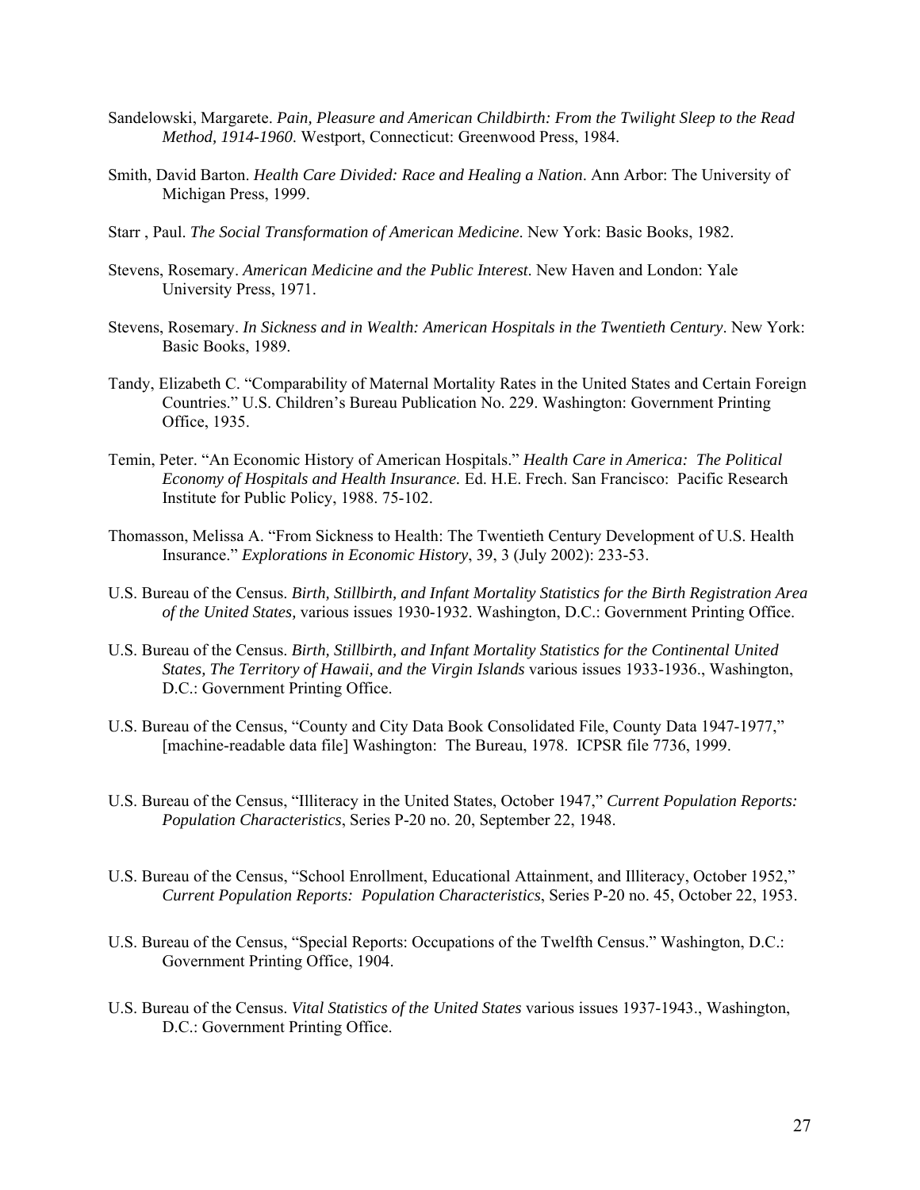Sandelowski, Margarete. *Pain, Pleasure and American Childbirth: From the Twilight Sleep to the Read Method, 1914-1960*. Westport, Connecticut: Greenwood Press, 1984.

Smith, David Barton. *Health Care Divided: Race and Healing a Nation*. Ann Arbor: The University of Michigan Press, 1999.

Starr , Paul. *The Social Transformation of American Medicine*. New York: Basic Books, 1982.

Stevens, Rosemary. *American Medicine and the Public Interest*. New Haven and London: Yale University Press, 1971.

Stevens, Rosemary. *In Sickness and in Wealth: American Hospitals in the Twentieth Century*. New York: Basic Books, 1989.

Tandy, Elizabeth C. "Comparability of Maternal Mortality Rates in the United States and Certain Foreign Countries." U.S. Children's Bureau Publication No. 229. Washington: Government Printing Office, 1935.

Temin, Peter. "An Economic History of American Hospitals." *Health Care in America: The Political Economy of Hospitals and Health Insurance.* Ed. H.E. Frech. San Francisco: Pacific Research Institute for Public Policy, 1988. 75-102.

Thomasson, Melissa A. "From Sickness to Health: The Twentieth Century Development of U.S. Health Insurance." *Explorations in Economic History*, 39, 3 (July 2002): 233-53.

U.S. Bureau of the Census. *Birth, Stillbirth, and Infant Mortality Statistics for the Birth Registration Area of the United States,* various issues 1930-1932. Washington, D.C.: Government Printing Office.

U.S. Bureau of the Census. *Birth, Stillbirth, and Infant Mortality Statistics for the Continental United States, The Territory of Hawaii, and the Virgin Islands* various issues 1933-1936., Washington, D.C.: Government Printing Office.

U.S. Bureau of the Census, "County and City Data Book Consolidated File, County Data 1947-1977," [machine-readable data file] Washington: The Bureau, 1978. ICPSR file 7736, 1999.

U.S. Bureau of the Census, "Illiteracy in the United States, October 1947," *Current Population Reports: Population Characteristics*, Series P-20 no. 20, September 22, 1948.

U.S. Bureau of the Census, "School Enrollment, Educational Attainment, and Illiteracy, October 1952," *Current Population Reports: Population Characteristics*, Series P-20 no. 45, October 22, 1953.

U.S. Bureau of the Census, "Special Reports: Occupations of the Twelfth Census." Washington, D.C.: Government Printing Office, 1904.

U.S. Bureau of the Census. *Vital Statistics of the United States* various issues 1937-1943., Washington, D.C.: Government Printing Office.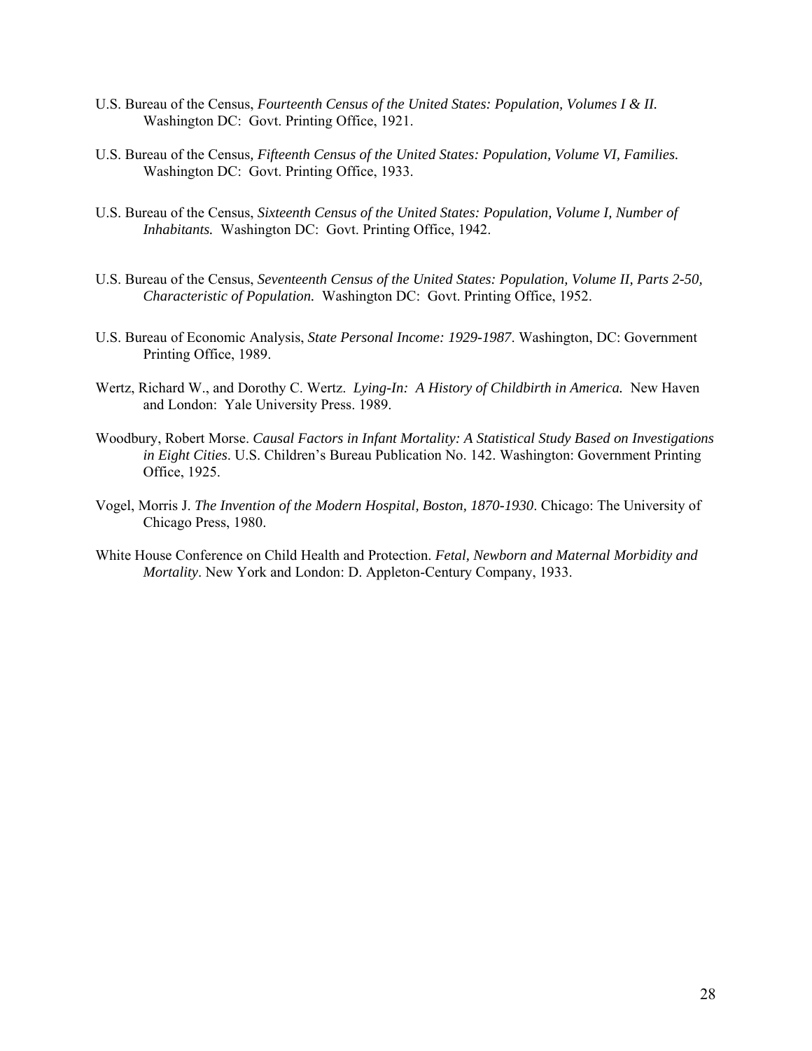U.S. Bureau of the Census, *Fourteenth Census of the United States: Population, Volumes I & II.* Washington DC: Govt. Printing Office, 1921.

U.S. Bureau of the Census, *Fifteenth Census of the United States: Population, Volume VI, Families.* Washington DC: Govt. Printing Office, 1933.

U.S. Bureau of the Census, *Sixteenth Census of the United States: Population, Volume I, Number of Inhabitants.* Washington DC: Govt. Printing Office, 1942.

U.S. Bureau of the Census, *Seventeenth Census of the United States: Population, Volume II, Parts 2-50, Characteristic of Population.* Washington DC: Govt. Printing Office, 1952.

U.S. Bureau of Economic Analysis, *State Personal Income: 1929-1987*. Washington, DC: Government Printing Office, 1989.

Wertz, Richard W., and Dorothy C. Wertz. *Lying-In: A History of Childbirth in America.* New Haven and London: Yale University Press. 1989.

Woodbury, Robert Morse. *Causal Factors in Infant Mortality: A Statistical Study Based on Investigations in Eight Cities*. U.S. Children's Bureau Publication No. 142. Washington: Government Printing Office, 1925.

Vogel, Morris J. *The Invention of the Modern Hospital, Boston, 1870-1930*. Chicago: The University of Chicago Press, 1980.

White House Conference on Child Health and Protection. *Fetal, Newborn and Maternal Morbidity and Mortality*. New York and London: D. Appleton-Century Company, 1933.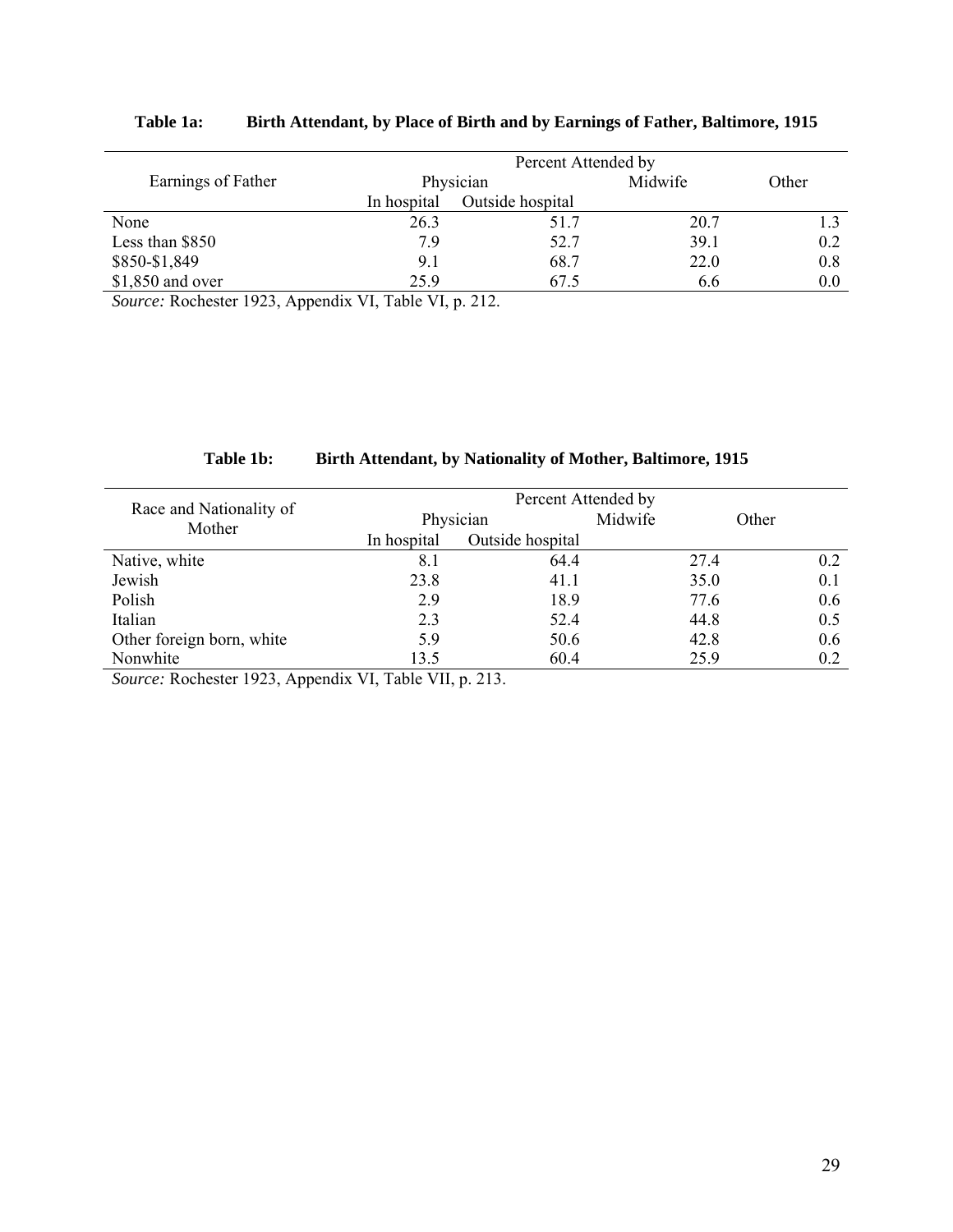**Table 1a: Birth Attendant, by Place of Birth and by Earnings of Father, Baltimore, 1915**

| Earnings of Father | Percent Attended by | | | |
|---|---|---|---|---|
| | Physician | | Midwife | Other |
| | In hospital | Outside hospital | | |
| None | 26.3 | 51.7 | 20.7 | 1.3 |
| Less than $850 | 7.9 | 52.7 | 39.1 | 0.2 |
| $850-$1,849 | 9.1 | 68.7 | 22.0 | 0.8 |
| $1,850 and over | 25.9 | 67.5 | 6.6 | 0.0 |

*Source:* Rochester 1923, Appendix VI, Table VI, p. 212.

**Table 1b: Birth Attendant, by Nationality of Mother, Baltimore, 1915**

| Race and Nationality of Mother | Percent Attended by | | | |
|---|---|---|---|---|
| | Physician | | Midwife | Other |
| | In hospital | Outside hospital | | |
| Native, white | 8.1 | 64.4 | 27.4 | 0.2 |
| Jewish | 23.8 | 41.1 | 35.0 | 0.1 |
| Polish | 2.9 | 18.9 | 77.6 | 0.6 |
| Italian | 2.3 | 52.4 | 44.8 | 0.5 |
| Other foreign born, white | 5.9 | 50.6 | 42.8 | 0.6 |
| Nonwhite | 13.5 | 60.4 | 25.9 | 0.2 |

*Source:* Rochester 1923, Appendix VI, Table VII, p. 213.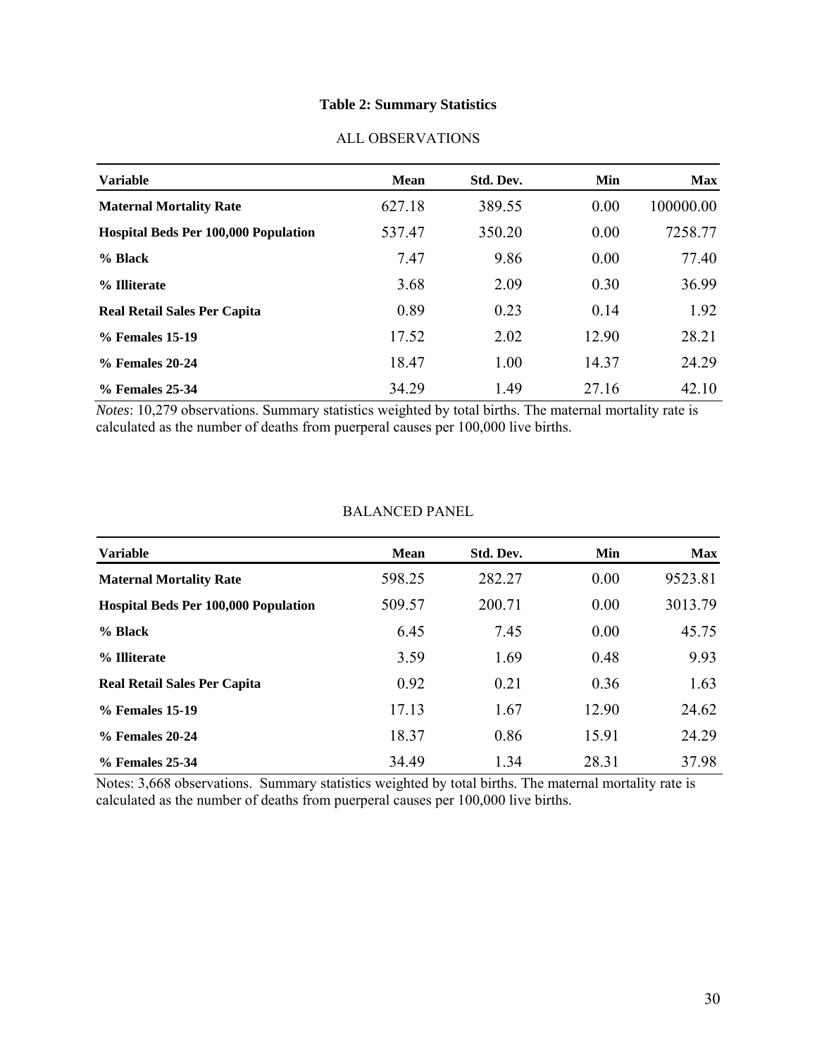**Table 2: Summary Statistics**

ALL OBSERVATIONS

| Variable | Mean | Std. Dev. | Min | Max |
|---|---|---|---|---|
| **Maternal Mortality Rate** | 627.18 | 389.55 | 0.00 | 100000.00 |
| **Hospital Beds Per 100,000 Population** | 537.47 | 350.20 | 0.00 | 7258.77 |
| **% Black** | 7.47 | 9.86 | 0.00 | 77.40 |
| **% Illiterate** | 3.68 | 2.09 | 0.30 | 36.99 |
| **Real Retail Sales Per Capita** | 0.89 | 0.23 | 0.14 | 1.92 |
| **% Females 15-19** | 17.52 | 2.02 | 12.90 | 28.21 |
| **% Females 20-24** | 18.47 | 1.00 | 14.37 | 24.29 |
| **% Females 25-34** | 34.29 | 1.49 | 27.16 | 42.10 |

*Notes*: 10,279 observations. Summary statistics weighted by total births. The maternal mortality rate is calculated as the number of deaths from puerperal causes per 100,000 live births.

BALANCED PANEL

| Variable | Mean | Std. Dev. | Min | Max |
|---|---|---|---|---|
| **Maternal Mortality Rate** | 598.25 | 282.27 | 0.00 | 9523.81 |
| **Hospital Beds Per 100,000 Population** | 509.57 | 200.71 | 0.00 | 3013.79 |
| **% Black** | 6.45 | 7.45 | 0.00 | 45.75 |
| **% Illiterate** | 3.59 | 1.69 | 0.48 | 9.93 |
| **Real Retail Sales Per Capita** | 0.92 | 0.21 | 0.36 | 1.63 |
| **% Females 15-19** | 17.13 | 1.67 | 12.90 | 24.62 |
| **% Females 20-24** | 18.37 | 0.86 | 15.91 | 24.29 |
| **% Females 25-34** | 34.49 | 1.34 | 28.31 | 37.98 |

Notes: 3,668 observations. Summary statistics weighted by total births. The maternal mortality rate is calculated as the number of deaths from puerperal causes per 100,000 live births.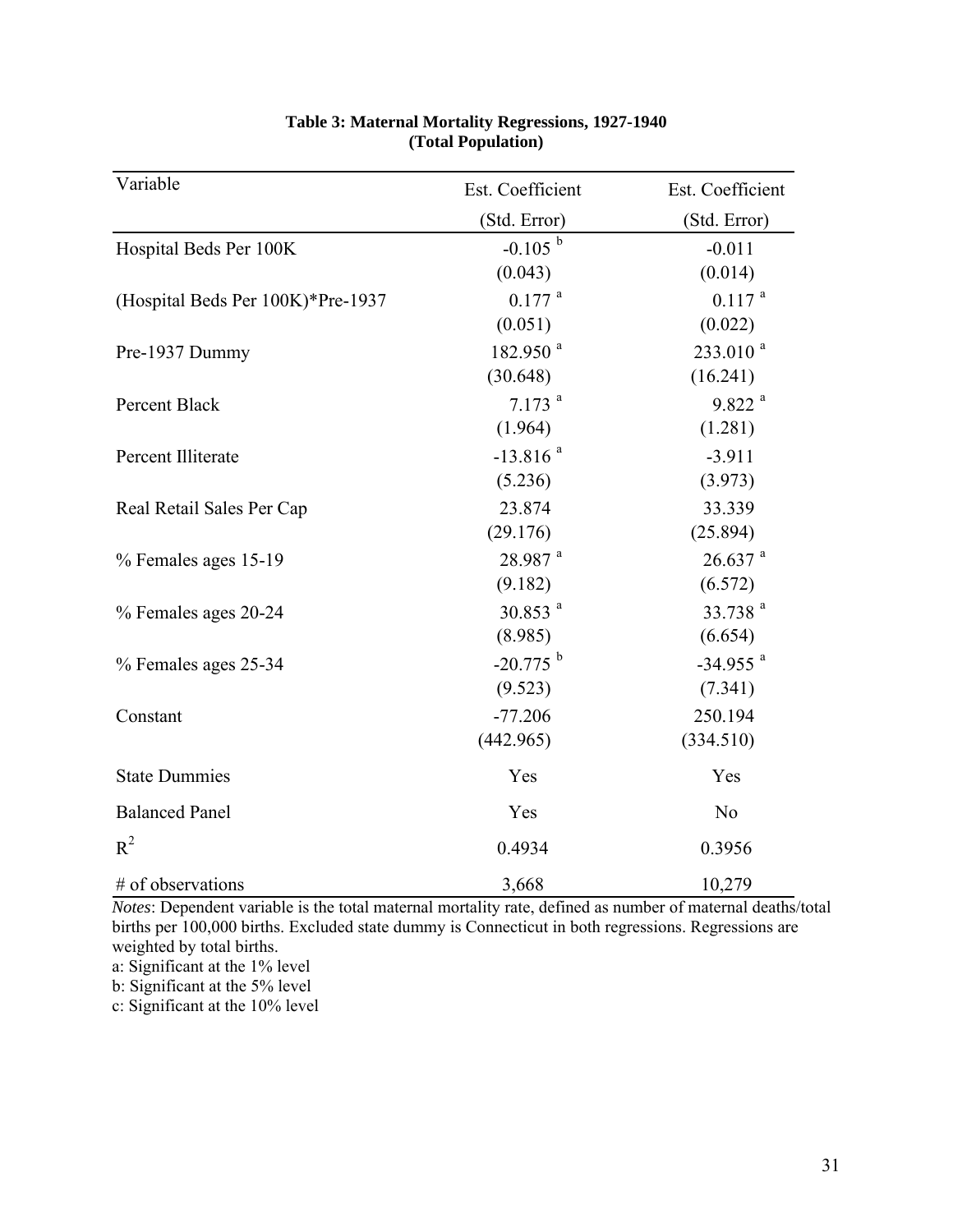**Table 3: Maternal Mortality Regressions, 1927-1940 (Total Population)**

| Variable | Est. Coefficient (Std. Error) | Est. Coefficient (Std. Error) |
|---|---|---|
| Hospital Beds Per 100K | -0.105 [b] | -0.011 |
| | (0.043) | (0.014) |
| (Hospital Beds Per 100K)*Pre-1937 | 0.177 [a] | 0.117 [a] |
| | (0.051) | (0.022) |
| Pre-1937 Dummy | 182.950 [a] | 233.010 [a] |
| | (30.648) | (16.241) |
| Percent Black | 7.173 [a] | 9.822 [a] |
| | (1.964) | (1.281) |
| Percent Illiterate | -13.816 [a] | -3.911 |
| | (5.236) | (3.973) |
| Real Retail Sales Per Cap | 23.874 | 33.339 |
| | (29.176) | (25.894) |
| % Females ages 15-19 | 28.987 [a] | 26.637 [a] |
| | (9.182) | (6.572) |
| % Females ages 20-24 | 30.853 [a] | 33.738 [a] |
| | (8.985) | (6.654) |
| % Females ages 25-34 | -20.775 [b] | -34.955 [a] |
| | (9.523) | (7.341) |
| Constant | -77.206 | 250.194 |
| | (442.965) | (334.510) |
| State Dummies | Yes | Yes |
| Balanced Panel | Yes | No |
| $R^2$ | 0.4934 | 0.3956 |
| # of observations | 3,668 | 10,279 |

*Notes*: Dependent variable is the total maternal mortality rate, defined as number of maternal deaths/total births per 100,000 births. Excluded state dummy is Connecticut in both regressions. Regressions are weighted by total births.

a: Significant at the 1% level

b: Significant at the 5% level

c: Significant at the 10% level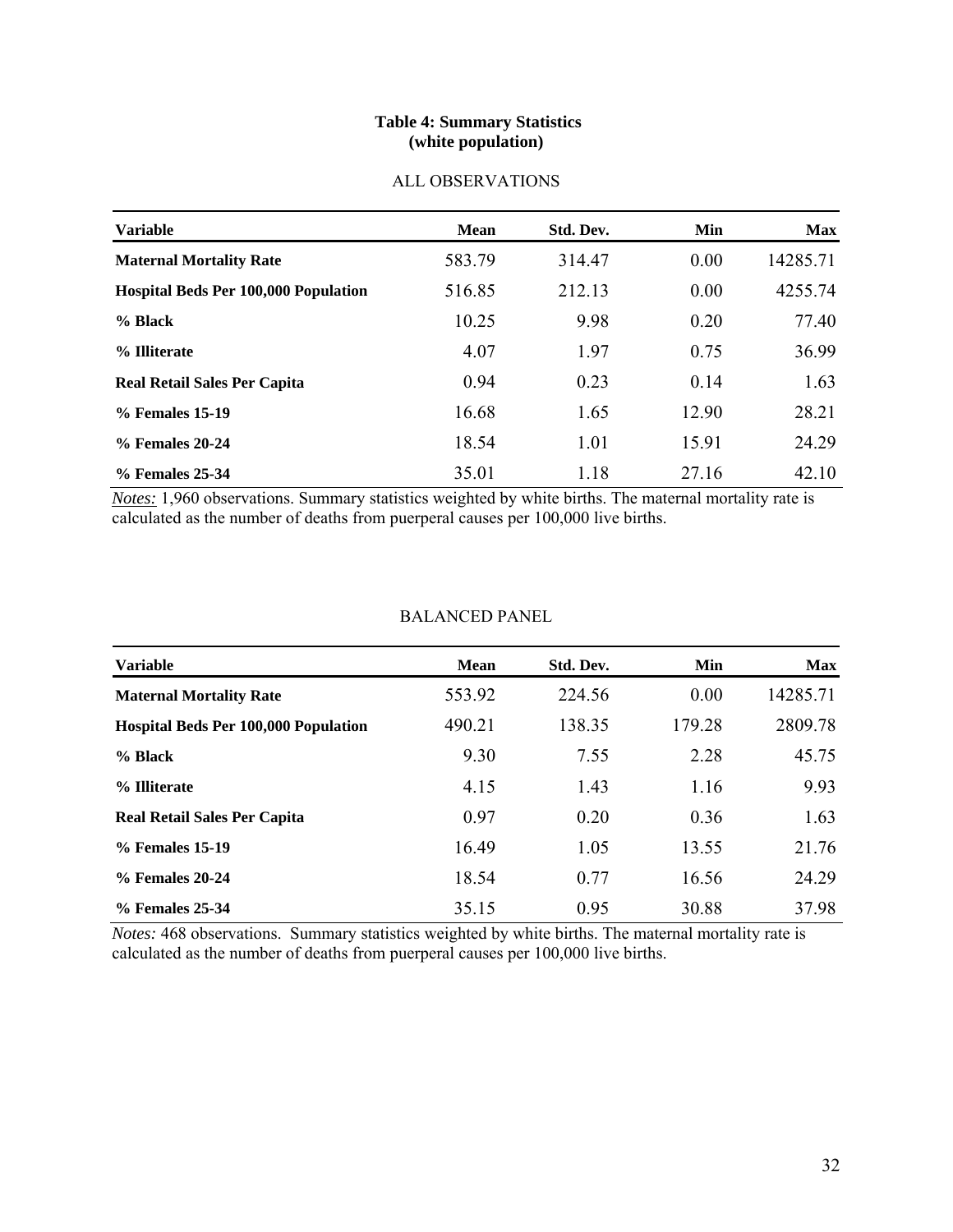**Table 4: Summary Statistics**
**(white population)**

ALL OBSERVATIONS

| Variable | Mean | Std. Dev. | Min | Max |
|---|---|---|---|---|
| **Maternal Mortality Rate** | 583.79 | 314.47 | 0.00 | 14285.71 |
| **Hospital Beds Per 100,000 Population** | 516.85 | 212.13 | 0.00 | 4255.74 |
| **% Black** | 10.25 | 9.98 | 0.20 | 77.40 |
| **% Illiterate** | 4.07 | 1.97 | 0.75 | 36.99 |
| **Real Retail Sales Per Capita** | 0.94 | 0.23 | 0.14 | 1.63 |
| **% Females 15-19** | 16.68 | 1.65 | 12.90 | 28.21 |
| **% Females 20-24** | 18.54 | 1.01 | 15.91 | 24.29 |
| **% Females 25-34** | 35.01 | 1.18 | 27.16 | 42.10 |

*Notes:* 1,960 observations. Summary statistics weighted by white births. The maternal mortality rate is calculated as the number of deaths from puerperal causes per 100,000 live births.

BALANCED PANEL

| Variable | Mean | Std. Dev. | Min | Max |
|---|---|---|---|---|
| **Maternal Mortality Rate** | 553.92 | 224.56 | 0.00 | 14285.71 |
| **Hospital Beds Per 100,000 Population** | 490.21 | 138.35 | 179.28 | 2809.78 |
| **% Black** | 9.30 | 7.55 | 2.28 | 45.75 |
| **% Illiterate** | 4.15 | 1.43 | 1.16 | 9.93 |
| **Real Retail Sales Per Capita** | 0.97 | 0.20 | 0.36 | 1.63 |
| **% Females 15-19** | 16.49 | 1.05 | 13.55 | 21.76 |
| **% Females 20-24** | 18.54 | 0.77 | 16.56 | 24.29 |
| **% Females 25-34** | 35.15 | 0.95 | 30.88 | 37.98 |

*Notes:* 468 observations. Summary statistics weighted by white births. The maternal mortality rate is calculated as the number of deaths from puerperal causes per 100,000 live births.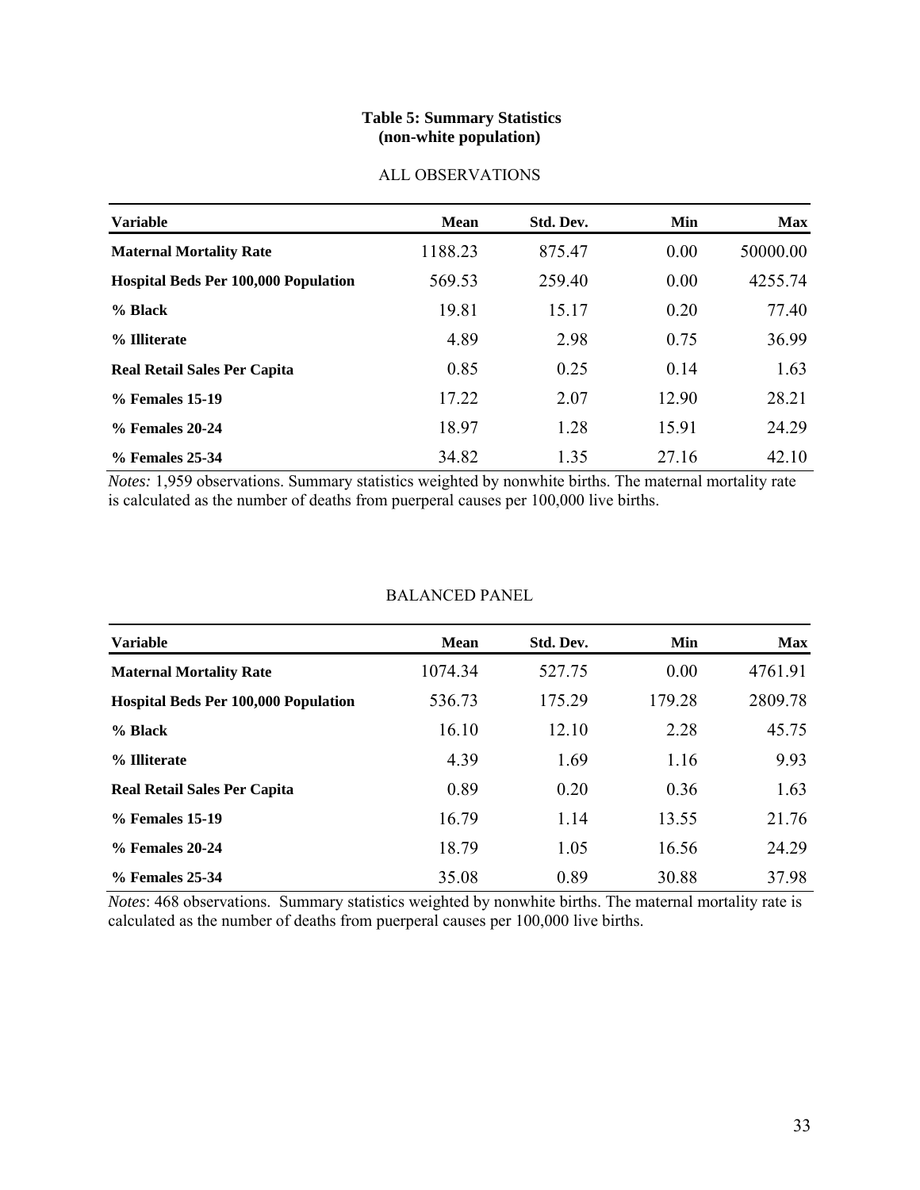**Table 5: Summary Statistics**
**(non-white population)**

ALL OBSERVATIONS

| Variable | Mean | Std. Dev. | Min | Max |
|---|---|---|---|---|
| **Maternal Mortality Rate** | 1188.23 | 875.47 | 0.00 | 50000.00 |
| **Hospital Beds Per 100,000 Population** | 569.53 | 259.40 | 0.00 | 4255.74 |
| **% Black** | 19.81 | 15.17 | 0.20 | 77.40 |
| **% Illiterate** | 4.89 | 2.98 | 0.75 | 36.99 |
| **Real Retail Sales Per Capita** | 0.85 | 0.25 | 0.14 | 1.63 |
| **% Females 15-19** | 17.22 | 2.07 | 12.90 | 28.21 |
| **% Females 20-24** | 18.97 | 1.28 | 15.91 | 24.29 |
| **% Females 25-34** | 34.82 | 1.35 | 27.16 | 42.10 |

*Notes:* 1,959 observations. Summary statistics weighted by nonwhite births. The maternal mortality rate is calculated as the number of deaths from puerperal causes per 100,000 live births.

BALANCED PANEL

| Variable | Mean | Std. Dev. | Min | Max |
|---|---|---|---|---|
| **Maternal Mortality Rate** | 1074.34 | 527.75 | 0.00 | 4761.91 |
| **Hospital Beds Per 100,000 Population** | 536.73 | 175.29 | 179.28 | 2809.78 |
| **% Black** | 16.10 | 12.10 | 2.28 | 45.75 |
| **% Illiterate** | 4.39 | 1.69 | 1.16 | 9.93 |
| **Real Retail Sales Per Capita** | 0.89 | 0.20 | 0.36 | 1.63 |
| **% Females 15-19** | 16.79 | 1.14 | 13.55 | 21.76 |
| **% Females 20-24** | 18.79 | 1.05 | 16.56 | 24.29 |
| **% Females 25-34** | 35.08 | 0.89 | 30.88 | 37.98 |

*Notes*: 468 observations. Summary statistics weighted by nonwhite births. The maternal mortality rate is calculated as the number of deaths from puerperal causes per 100,000 live births.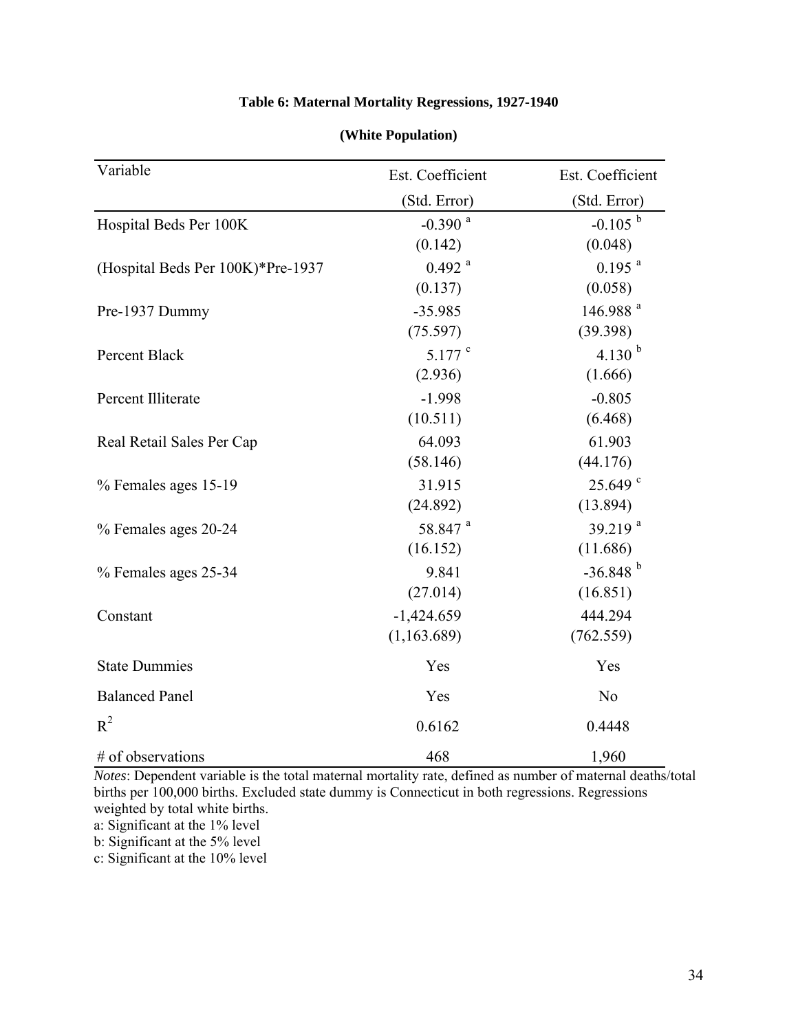**Table 6: Maternal Mortality Regressions, 1927-1940**

**(White Population)**

| Variable | Est. Coefficient (Std. Error) | Est. Coefficient (Std. Error) |
|---|---|---|
| Hospital Beds Per 100K | -0.390 [a] | -0.105 [b] |
| | (0.142) | (0.048) |
| (Hospital Beds Per 100K)*Pre-1937 | 0.492 [a] | 0.195 [a] |
| | (0.137) | (0.058) |
| Pre-1937 Dummy | -35.985 | 146.988 [a] |
| | (75.597) | (39.398) |
| Percent Black | 5.177 [c] | 4.130 [b] |
| | (2.936) | (1.666) |
| Percent Illiterate | -1.998 | -0.805 |
| | (10.511) | (6.468) |
| Real Retail Sales Per Cap | 64.093 | 61.903 |
| | (58.146) | (44.176) |
| % Females ages 15-19 | 31.915 | 25.649 [c] |
| | (24.892) | (13.894) |
| % Females ages 20-24 | 58.847 [a] | 39.219 [a] |
| | (16.152) | (11.686) |
| % Females ages 25-34 | 9.841 | -36.848 [b] |
| | (27.014) | (16.851) |
| Constant | -1,424.659 | 444.294 |
| | (1,163.689) | (762.559) |
| State Dummies | Yes | Yes |
| Balanced Panel | Yes | No |
| $R^2$ | 0.6162 | 0.4448 |
| # of observations | 468 | 1,960 |

*Notes*: Dependent variable is the total maternal mortality rate, defined as number of maternal deaths/total births per 100,000 births. Excluded state dummy is Connecticut in both regressions. Regressions weighted by total white births.

a: Significant at the 1% level

b: Significant at the 5% level

c: Significant at the 10% level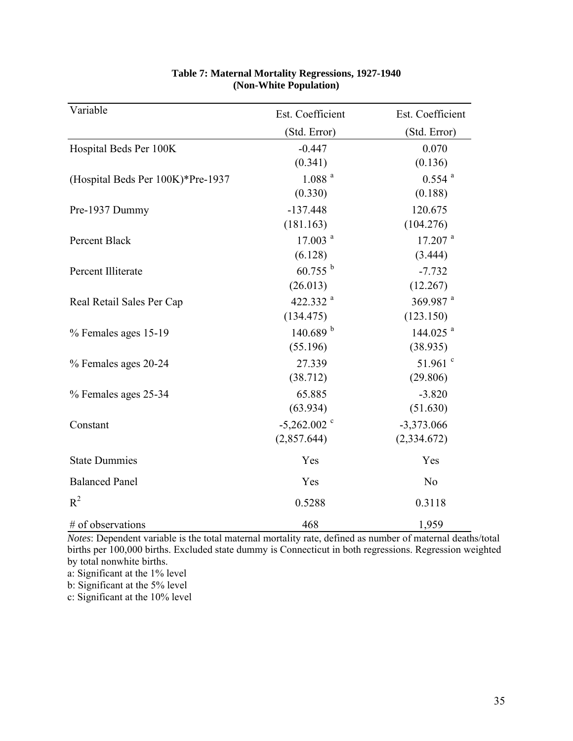**Table 7: Maternal Mortality Regressions, 1927-1940**
**(Non-White Population)**

| Variable | Est. Coefficient (Std. Error) | Est. Coefficient (Std. Error) |
|---|---|---|
| Hospital Beds Per 100K | -0.447 | 0.070 |
| | (0.341) | (0.136) |
| (Hospital Beds Per 100K)*Pre-1937 | 1.088 [a] | 0.554 [a] |
| | (0.330) | (0.188) |
| Pre-1937 Dummy | -137.448 | 120.675 |
| | (181.163) | (104.276) |
| Percent Black | 17.003 [a] | 17.207 [a] |
| | (6.128) | (3.444) |
| Percent Illiterate | 60.755 [b] | -7.732 |
| | (26.013) | (12.267) |
| Real Retail Sales Per Cap | 422.332 [a] | 369.987 [a] |
| | (134.475) | (123.150) |
| % Females ages 15-19 | 140.689 [b] | 144.025 [a] |
| | (55.196) | (38.935) |
| % Females ages 20-24 | 27.339 | 51.961 [c] |
| | (38.712) | (29.806) |
| % Females ages 25-34 | 65.885 | -3.820 |
| | (63.934) | (51.630) |
| Constant | -5,262.002 [c] | -3,373.066 |
| | (2,857.644) | (2,334.672) |
| State Dummies | Yes | Yes |
| Balanced Panel | Yes | No |
| $R^2$ | 0.5288 | 0.3118 |
| # of observations | 468 | 1,959 |

*Notes*: Dependent variable is the total maternal mortality rate, defined as number of maternal deaths/total births per 100,000 births. Excluded state dummy is Connecticut in both regressions. Regression weighted by total nonwhite births.

a: Significant at the 1% level

b: Significant at the 5% level

c: Significant at the 10% level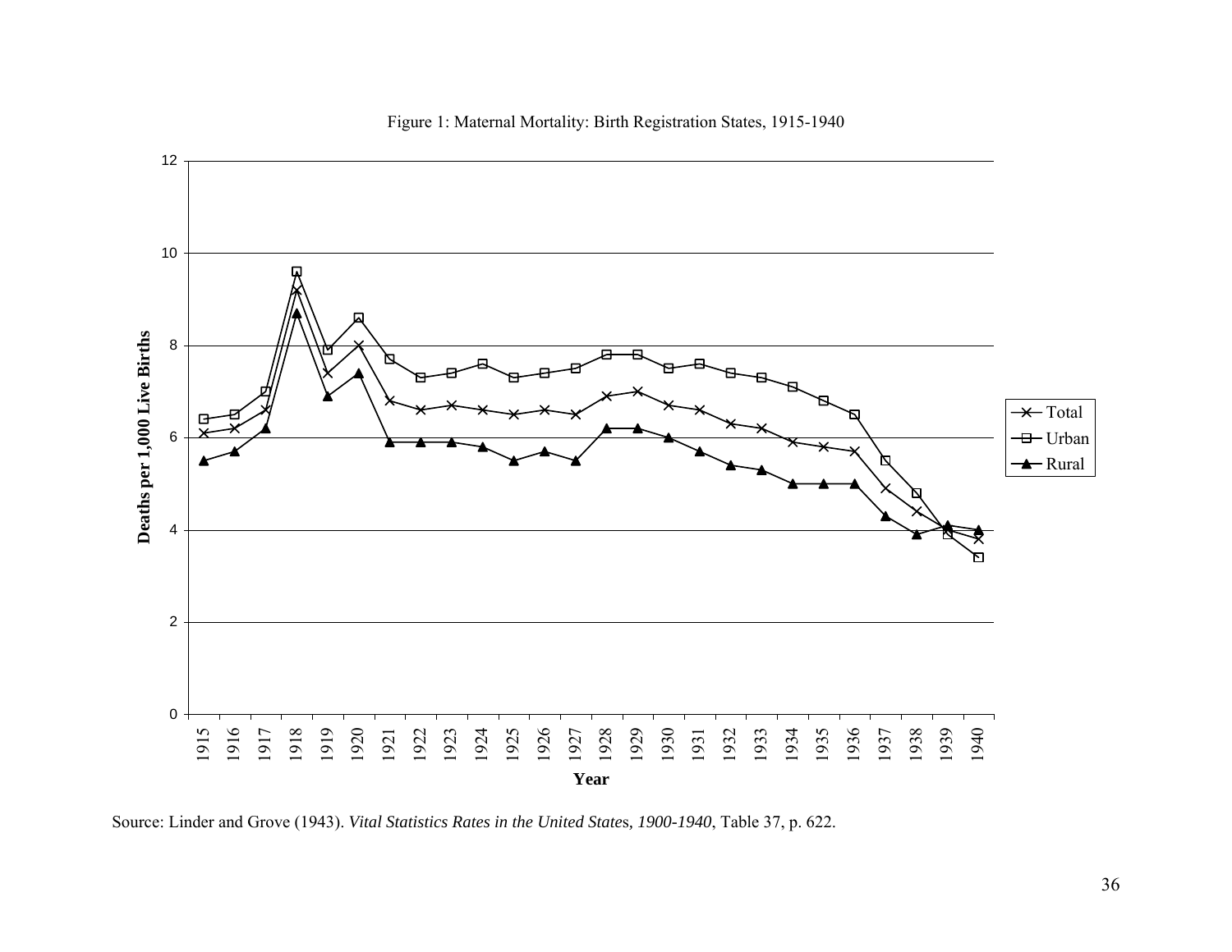Figure 1: Maternal Mortality: Birth Registration States, 1915-1940

Source: Linder and Grove (1943). *Vital Statistics Rates in the United States, 1900-1940*, Table 37, p. 622.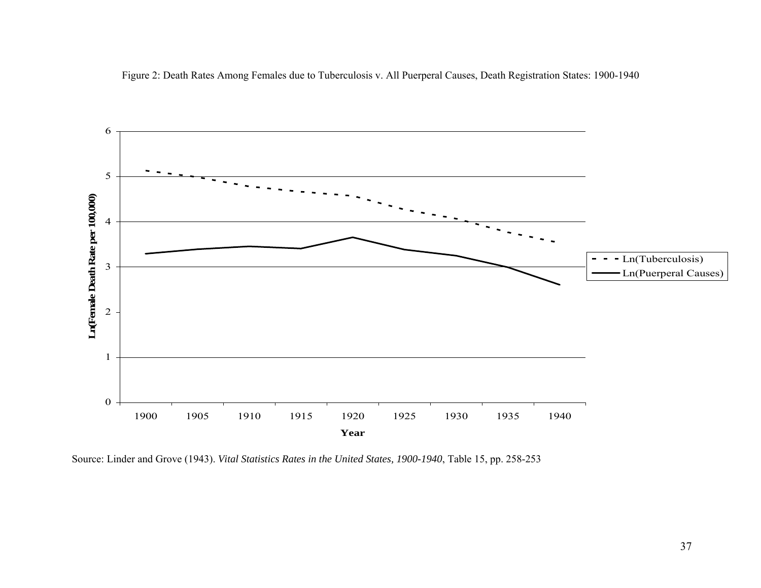Figure 2: Death Rates Among Females due to Tuberculosis v. All Puerperal Causes, Death Registration States: 1900-1940

Source: Linder and Grove (1943). *Vital Statistics Rates in the United States, 1900-1940*, Table 15, pp. 258-253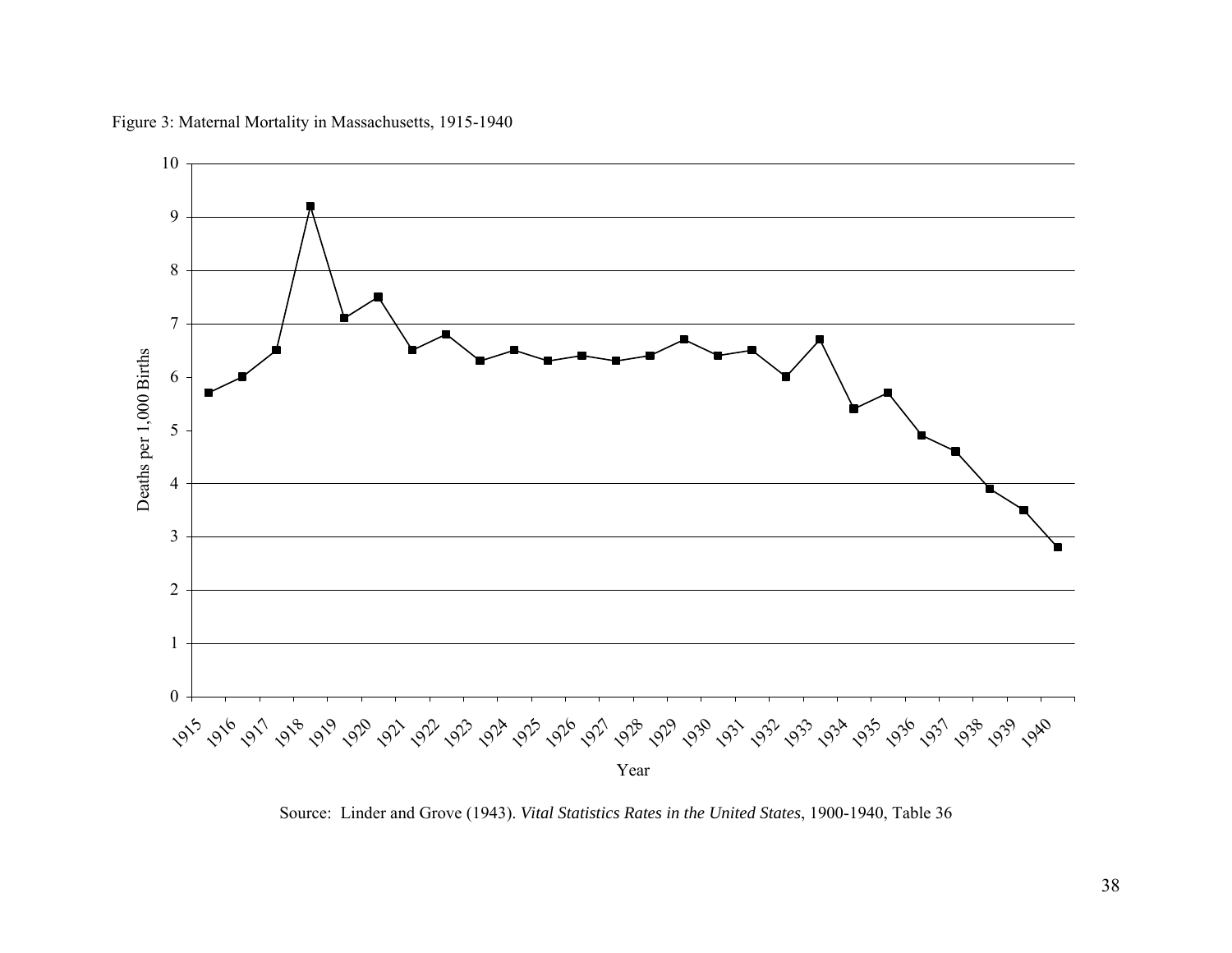Figure 3: Maternal Mortality in Massachusetts, 1915-1940

Source: Linder and Grove (1943). *Vital Statistics Rates in the United States*, 1900-1940, Table 36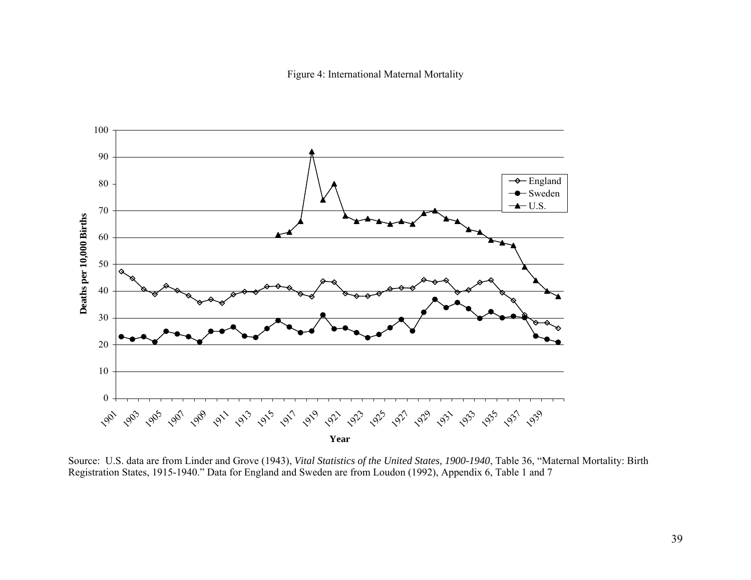Figure 4: International Maternal Mortality

Source: U.S. data are from Linder and Grove (1943), *Vital Statistics of the United States, 1900-1940*, Table 36, "Maternal Mortality: Birth Registration States, 1915-1940." Data for England and Sweden are from Loudon (1992), Appendix 6, Table 1 and 7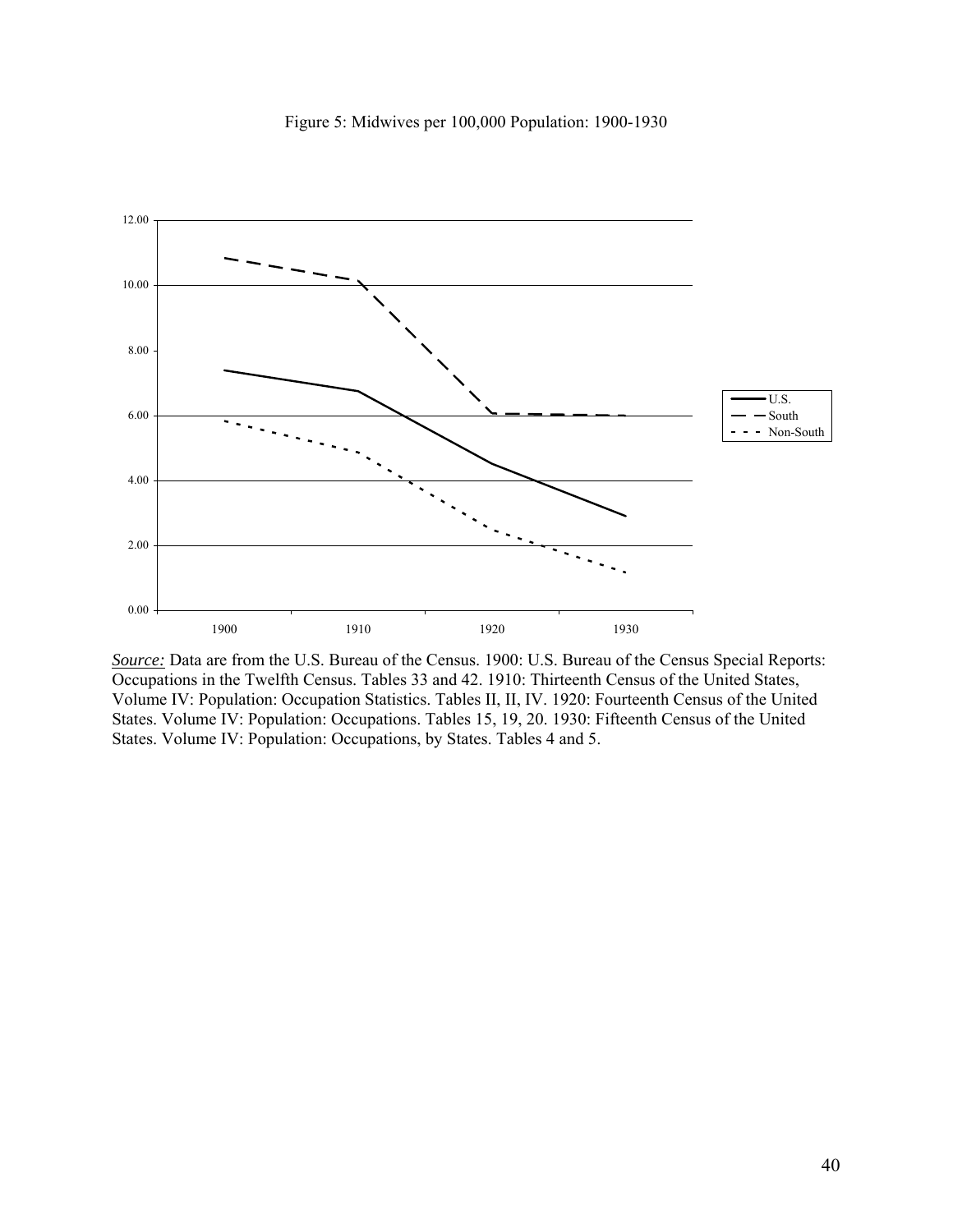Figure 5: Midwives per 100,000 Population: 1900-1930

12.00
10.00
8.00
6.00
4.00
2.00
0.00

1900
1910
1920
1930

U.S.
South
Non-South

*Source:* Data are from the U.S. Bureau of the Census. 1900: U.S. Bureau of the Census Special Reports: Occupations in the Twelfth Census. Tables 33 and 42. 1910: Thirteenth Census of the United States, Volume IV: Population: Occupation Statistics. Tables II, II, IV. 1920: Fourteenth Census of the United States. Volume IV: Population: Occupations. Tables 15, 19, 20. 1930: Fifteenth Census of the United States. Volume IV: Population: Occupations, by States. Tables 4 and 5.